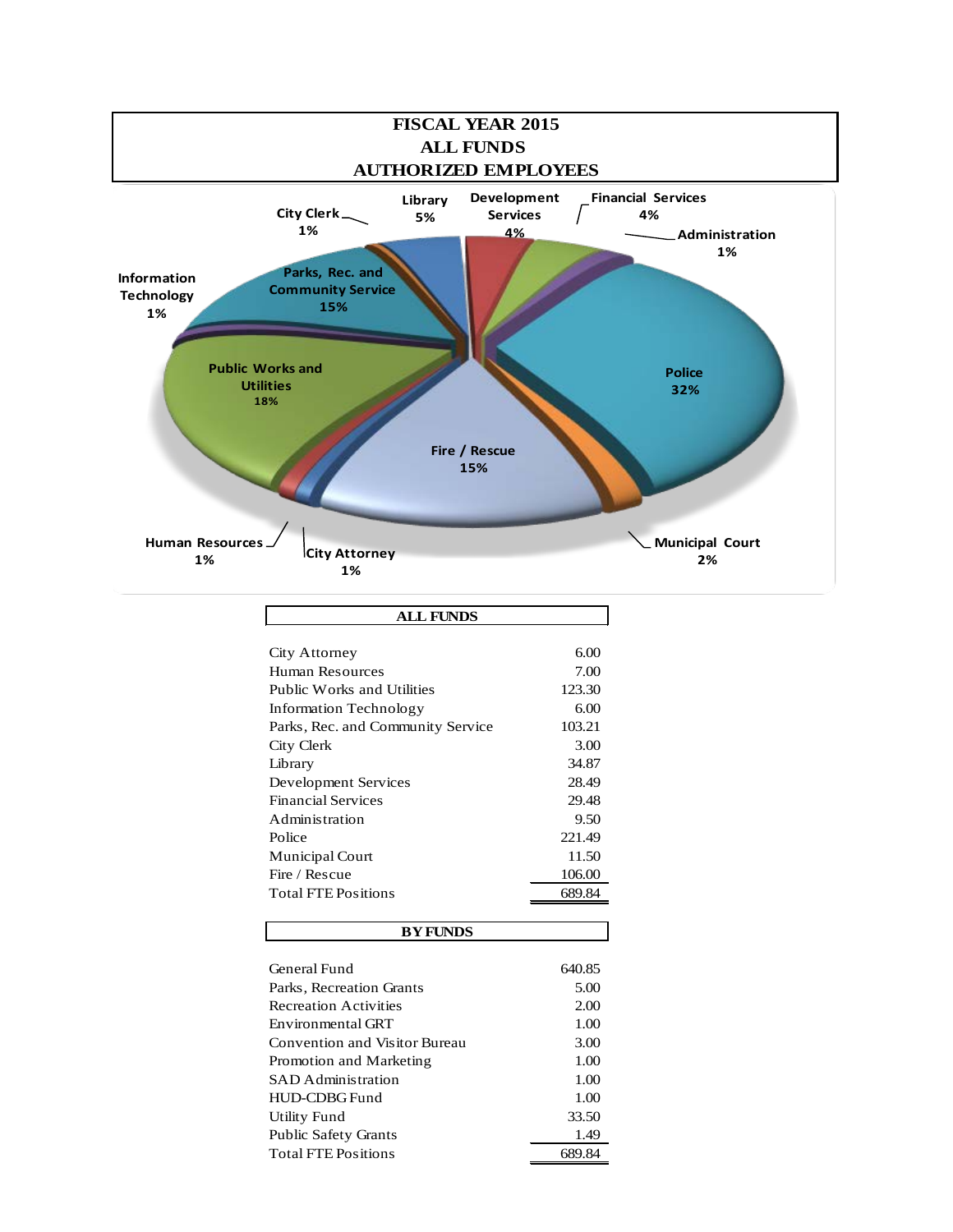# FISCAL YEAR 2015
# ALL FUNDS
# AUTHORIZED EMPLOYEES

City Clerk 1%
Library 5%
Development Services 4%
Financial Services 4%
Administration 1%
Information Technology 1%
Parks, Rec. and Community Service 15%
Public Works and Utilities 18%
Police 32%
Fire / Rescue 15%
Human Resources 1%
City Attorney 1%
Municipal Court 2%

| ALL FUNDS | |
|---|---|
| City Attorney | 6.00 |
| Human Resources | 7.00 |
| Public Works and Utilities | 123.30 |
| Information Technology | 6.00 |
| Parks, Rec. and Community Service | 103.21 |
| City Clerk | 3.00 |
| Library | 34.87 |
| Development Services | 28.49 |
| Financial Services | 29.48 |
| Administration | 9.50 |
| Police | 221.49 |
| Municipal Court | 11.50 |
| Fire / Rescue | 106.00 |
| Total FTE Positions | 689.84 |

| BY FUNDS | |
|---|---|
| General Fund | 640.85 |
| Parks, Recreation Grants | 5.00 |
| Recreation Activities | 2.00 |
| Environmental GRT | 1.00 |
| Convention and Visitor Bureau | 3.00 |
| Promotion and Marketing | 1.00 |
| SAD Administration | 1.00 |
| HUD-CDBG Fund | 1.00 |
| Utility Fund | 33.50 |
| Public Safety Grants | 1.49 |
| Total FTE Positions | 689.84 |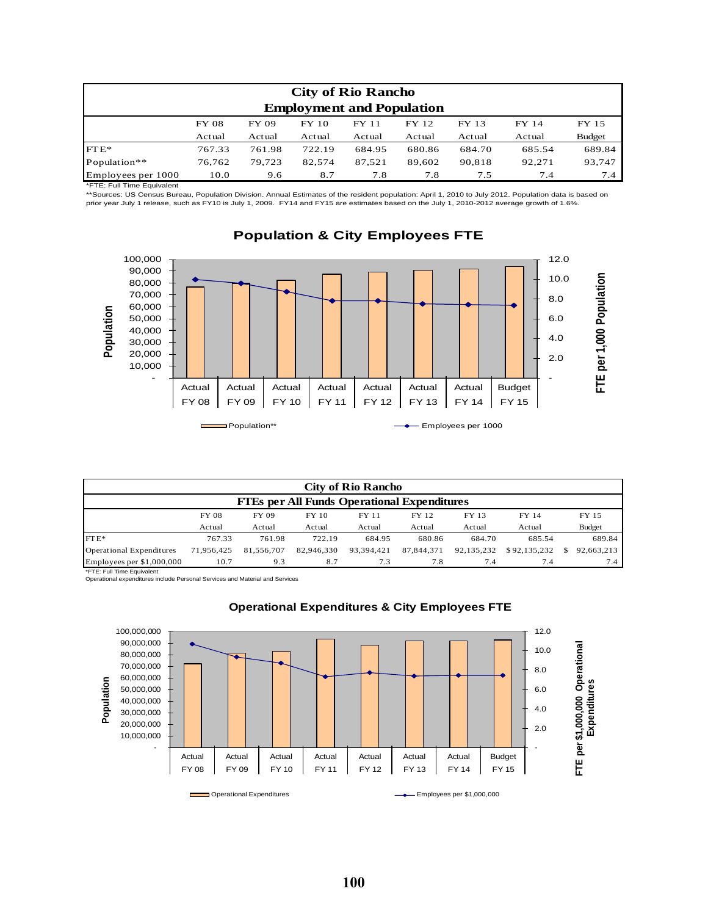## City of Rio Rancho
### Employment and Population

| | FY 08 Actual | FY 09 Actual | FY 10 Actual | FY 11 Actual | FY 12 Actual | FY 13 Actual | FY 14 Actual | FY 15 Budget |
|---|---|---|---|---|---|---|---|---|
| FTE* | 767.33 | 761.98 | 722.19 | 684.95 | 680.86 | 684.70 | 685.54 | 689.84 |
| Population** | 76,762 | 79,723 | 82,574 | 87,521 | 89,602 | 90,818 | 92,271 | 93,747 |
| Employees per 1000 | 10.0 | 9.6 | 8.7 | 7.8 | 7.8 | 7.5 | 7.4 | 7.4 |

*FTE: Full Time Equivalent

**Sources: US Census Bureau, Population Division. Annual Estimates of the resident population: April 1, 2010 to July 2012. Population data is based on prior year July 1 release, such as FY10 is July 1, 2009. FY14 and FY15 are estimates based on the July 1, 2010-2012 average growth of 1.6%.

### Population & City Employees FTE

## City of Rio Rancho
### FTEs per All Funds Operational Expenditures

| | FY 08 Actual | FY 09 Actual | FY 10 Actual | FY 11 Actual | FY 12 Actual | FY 13 Actual | FY 14 Actual | FY 15 Budget |
|---|---|---|---|---|---|---|---|---|
| FTE* | 767.33 | 761.98 | 722.19 | 684.95 | 680.86 | 684.70 | 685.54 | 689.84 |
| Operational Expenditures | 71,956,425 | 81,556,707 | 82,946,330 | 93,394,421 | 87,844,371 | 92,135,232 | $ 92,135,232 | $ 92,663,213 |
| Employees per $1,000,000 | 10.7 | 9.3 | 8.7 | 7.3 | 7.8 | 7.4 | 7.4 | 7.4 |

*FTE: Full Time Equivalent

Operational expenditures include Personal Services and Material and Services

### Operational Expenditures & City Employees FTE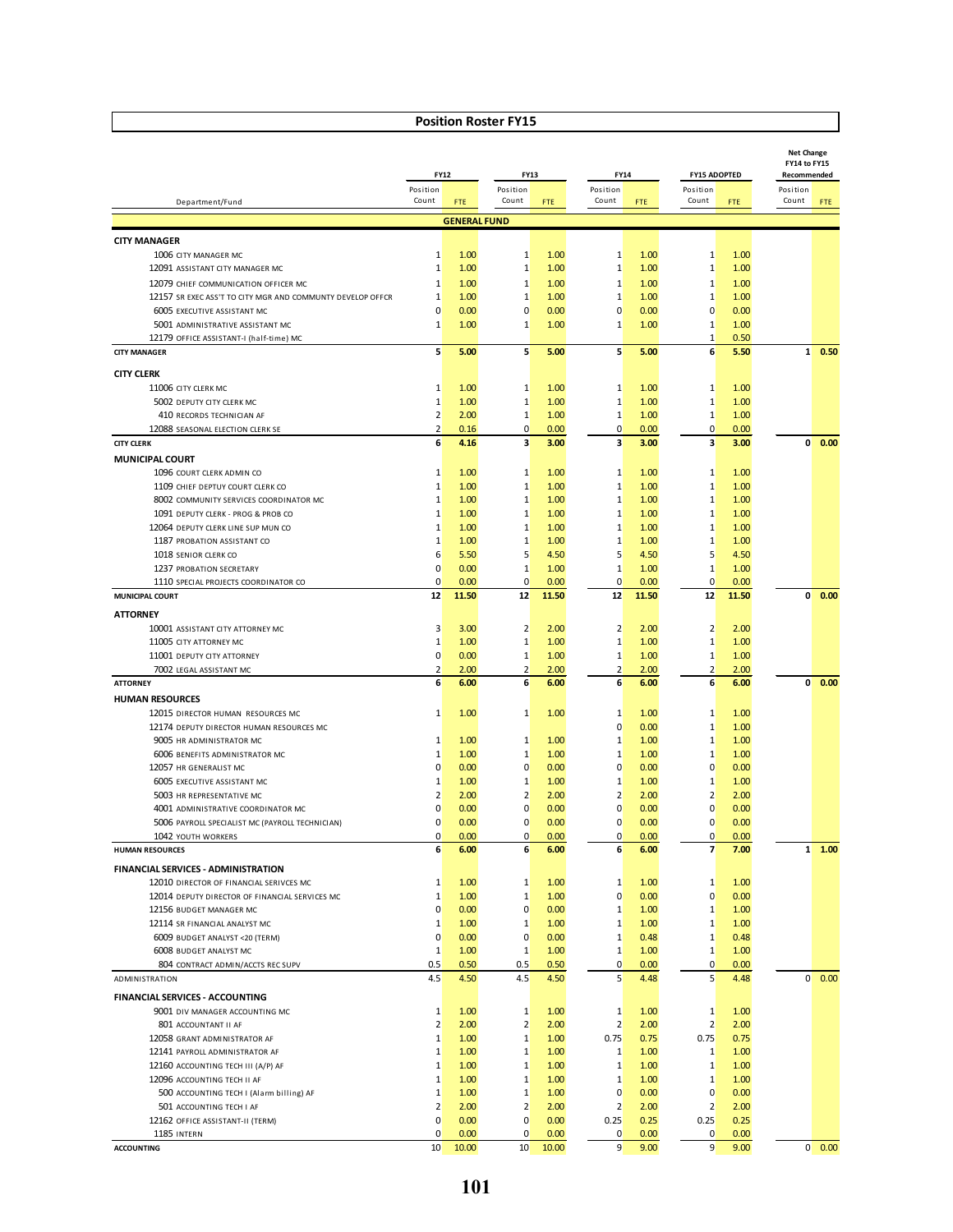## Position Roster FY15

| Department/Fund | FY12 Position Count | FY12 FTE | FY13 Position Count | FY13 FTE | FY14 Position Count | FY14 FTE | FY15 ADOPTED Position Count | FY15 ADOPTED FTE | Net Change FY14 to FY15 Recommended Position Count | Net Change FY14 to FY15 Recommended FTE |
|---|---|---|---|---|---|---|---|---|---|---|
| **GENERAL FUND** | | | | | | | | | | |
| **CITY MANAGER** | | | | | | | | | | |
| 1006 CITY MANAGER MC | 1 | 1.00 | 1 | 1.00 | 1 | 1.00 | 1 | 1.00 | | |
| 12091 ASSISTANT CITY MANAGER MC | 1 | 1.00 | 1 | 1.00 | 1 | 1.00 | 1 | 1.00 | | |
| 12079 CHIEF COMMUNICATION OFFICER MC | 1 | 1.00 | 1 | 1.00 | 1 | 1.00 | 1 | 1.00 | | |
| 12157 SR EXEC ASS'T TO CITY MGR AND COMMUNTY DEVELOP OFFCR | 1 | 1.00 | 1 | 1.00 | 1 | 1.00 | 1 | 1.00 | | |
| 6005 EXECUTIVE ASSISTANT MC | 0 | 0.00 | 0 | 0.00 | 0 | 0.00 | 0 | 0.00 | | |
| 5001 ADMINISTRATIVE ASSISTANT MC | 1 | 1.00 | 1 | 1.00 | 1 | 1.00 | 1 | 1.00 | | |
| 12179 OFFICE ASSISTANT-I (half-time) MC | | | | | | | 1 | 0.50 | | |
| **CITY MANAGER** | 5 | 5.00 | 5 | 5.00 | 5 | 5.00 | 6 | 5.50 | 1 | 0.50 |
| **CITY CLERK** | | | | | | | | | | |
| 11006 CITY CLERK MC | 1 | 1.00 | 1 | 1.00 | 1 | 1.00 | 1 | 1.00 | | |
| 5002 DEPUTY CITY CLERK MC | 1 | 1.00 | 1 | 1.00 | 1 | 1.00 | 1 | 1.00 | | |
| 410 RECORDS TECHNICIAN AF | 2 | 2.00 | 1 | 1.00 | 1 | 1.00 | 1 | 1.00 | | |
| 12088 SEASONAL ELECTION CLERK SE | 2 | 0.16 | 0 | 0.00 | 0 | 0.00 | 0 | 0.00 | | |
| **CITY CLERK** | 6 | 4.16 | 3 | 3.00 | 3 | 3.00 | 3 | 3.00 | 0 | 0.00 |
| **MUNICIPAL COURT** | | | | | | | | | | |
| 1096 COURT CLERK ADMIN CO | 1 | 1.00 | 1 | 1.00 | 1 | 1.00 | 1 | 1.00 | | |
| 1109 CHIEF DEPTUY COURT CLERK CO | 1 | 1.00 | 1 | 1.00 | 1 | 1.00 | 1 | 1.00 | | |
| 8002 COMMUNITY SERVICES COORDINATOR MC | 1 | 1.00 | 1 | 1.00 | 1 | 1.00 | 1 | 1.00 | | |
| 1091 DEPUTY CLERK - PROG & PROB CO | 1 | 1.00 | 1 | 1.00 | 1 | 1.00 | 1 | 1.00 | | |
| 12064 DEPUTY CLERK LINE SUP MUN CO | 1 | 1.00 | 1 | 1.00 | 1 | 1.00 | 1 | 1.00 | | |
| 1187 PROBATION ASSISTANT CO | 1 | 1.00 | 1 | 1.00 | 1 | 1.00 | 1 | 1.00 | | |
| 1018 SENIOR CLERK CO | 6 | 5.50 | 5 | 4.50 | 5 | 4.50 | 5 | 4.50 | | |
| 1237 PROBATION SECRETARY | 0 | 0.00 | 1 | 1.00 | 1 | 1.00 | 1 | 1.00 | | |
| 1110 SPECIAL PROJECTS COORDINATOR CO | 0 | 0.00 | 0 | 0.00 | 0 | 0.00 | 0 | 0.00 | | |
| **MUNICIPAL COURT** | 12 | 11.50 | 12 | 11.50 | 12 | 11.50 | 12 | 11.50 | 0 | 0.00 |
| **ATTORNEY** | | | | | | | | | | |
| 10001 ASSISTANT CITY ATTORNEY MC | 3 | 3.00 | 2 | 2.00 | 2 | 2.00 | 2 | 2.00 | | |
| 11005 CITY ATTORNEY MC | 1 | 1.00 | 1 | 1.00 | 1 | 1.00 | 1 | 1.00 | | |
| 11001 DEPUTY CITY ATTORNEY | 0 | 0.00 | 1 | 1.00 | 1 | 1.00 | 1 | 1.00 | | |
| 7002 LEGAL ASSISTANT MC | 2 | 2.00 | 2 | 2.00 | 2 | 2.00 | 2 | 2.00 | | |
| **ATTORNEY** | 6 | 6.00 | 6 | 6.00 | 6 | 6.00 | 6 | 6.00 | 0 | 0.00 |
| **HUMAN RESOURCES** | | | | | | | | | | |
| 12015 DIRECTOR HUMAN RESOURCES MC | 1 | 1.00 | 1 | 1.00 | 1 | 1.00 | 1 | 1.00 | | |
| 12174 DEPUTY DIRECTOR HUMAN RESOURCES MC | | | | | 0 | 0.00 | 1 | 1.00 | | |
| 9005 HR ADMINISTRATOR MC | 1 | 1.00 | 1 | 1.00 | 1 | 1.00 | 1 | 1.00 | | |
| 6006 BENEFITS ADMINISTRATOR MC | 1 | 1.00 | 1 | 1.00 | 1 | 1.00 | 1 | 1.00 | | |
| 12057 HR GENERALIST MC | 0 | 0.00 | 0 | 0.00 | 0 | 0.00 | 0 | 0.00 | | |
| 6005 EXECUTIVE ASSISTANT MC | 1 | 1.00 | 1 | 1.00 | 1 | 1.00 | 1 | 1.00 | | |
| 5003 HR REPRESENTATIVE MC | 2 | 2.00 | 2 | 2.00 | 2 | 2.00 | 2 | 2.00 | | |
| 4001 ADMINISTRATIVE COORDINATOR MC | 0 | 0.00 | 0 | 0.00 | 0 | 0.00 | 0 | 0.00 | | |
| 5006 PAYROLL SPECIALIST MC (PAYROLL TECHNICIAN) | 0 | 0.00 | 0 | 0.00 | 0 | 0.00 | 0 | 0.00 | | |
| 1042 YOUTH WORKERS | 0 | 0.00 | 0 | 0.00 | 0 | 0.00 | 0 | 0.00 | | |
| **HUMAN RESOURCES** | 6 | 6.00 | 6 | 6.00 | 6 | 6.00 | 7 | 7.00 | 1 | 1.00 |
| **FINANCIAL SERVICES - ADMINISTRATION** | | | | | | | | | | |
| 12010 DIRECTOR OF FINANCIAL SERIVCES MC | 1 | 1.00 | 1 | 1.00 | 1 | 1.00 | 1 | 1.00 | | |
| 12014 DEPUTY DIRECTOR OF FINANCIAL SERVICES MC | 1 | 1.00 | 1 | 1.00 | 0 | 0.00 | 0 | 0.00 | | |
| 12156 BUDGET MANAGER MC | 0 | 0.00 | 0 | 0.00 | 1 | 1.00 | 1 | 1.00 | | |
| 12114 SR FINANCIAL ANALYST MC | 1 | 1.00 | 1 | 1.00 | 1 | 1.00 | 1 | 1.00 | | |
| 6009 BUDGET ANALYST <20 (TERM) | 0 | 0.00 | 0 | 0.00 | 1 | 0.48 | 1 | 0.48 | | |
| 6008 BUDGET ANALYST MC | 1 | 1.00 | 1 | 1.00 | 1 | 1.00 | 1 | 1.00 | | |
| 804 CONTRACT ADMIN/ACCTS REC SUPV | 0.5 | 0.50 | 0.5 | 0.50 | 0 | 0.00 | 0 | 0.00 | | |
| ADMINISTRATION | 4.5 | 4.50 | 4.5 | 4.50 | 5 | 4.48 | 5 | 4.48 | 0 | 0.00 |
| **FINANCIAL SERVICES - ACCOUNTING** | | | | | | | | | | |
| 9001 DIV MANAGER ACCOUNTING MC | 1 | 1.00 | 1 | 1.00 | 1 | 1.00 | 1 | 1.00 | | |
| 801 ACCOUNTANT II AF | 2 | 2.00 | 2 | 2.00 | 2 | 2.00 | 2 | 2.00 | | |
| 12058 GRANT ADMINISTRATOR AF | 1 | 1.00 | 1 | 1.00 | 0.75 | 0.75 | 0.75 | 0.75 | | |
| 12141 PAYROLL ADMINISTRATOR AF | 1 | 1.00 | 1 | 1.00 | 1 | 1.00 | 1 | 1.00 | | |
| 12160 ACCOUNTING TECH III (A/P) AF | 1 | 1.00 | 1 | 1.00 | 1 | 1.00 | 1 | 1.00 | | |
| 12096 ACCOUNTING TECH II AF | 1 | 1.00 | 1 | 1.00 | 1 | 1.00 | 1 | 1.00 | | |
| 500 ACCOUNTING TECH I (Alarm billing) AF | 1 | 1.00 | 1 | 1.00 | 0 | 0.00 | 0 | 0.00 | | |
| 501 ACCOUNTING TECH I AF | 2 | 2.00 | 2 | 2.00 | 2 | 2.00 | 2 | 2.00 | | |
| 12162 OFFICE ASSISTANT-II (TERM) | 0 | 0.00 | 0 | 0.00 | 0.25 | 0.25 | 0.25 | 0.25 | | |
| 1185 INTERN | 0 | 0.00 | 0 | 0.00 | 0 | 0.00 | 0 | 0.00 | | |
| **ACCOUNTING** | 10 | 10.00 | 10 | 10.00 | 9 | 9.00 | 9 | 9.00 | 0 | 0.00 |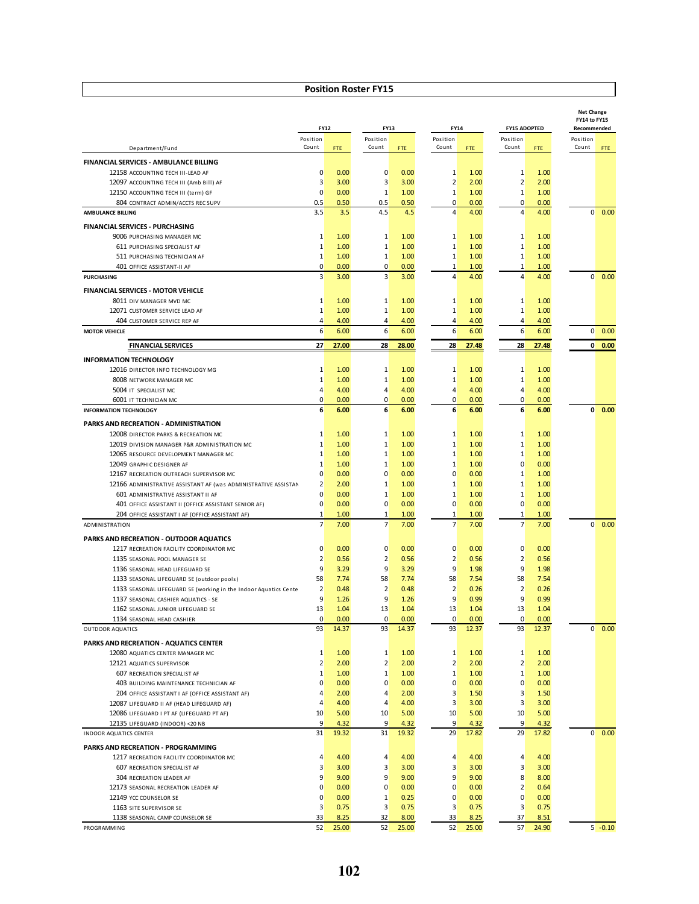## Position Roster FY15

| Department/Fund | FY12 Position Count | FY12 FTE | FY13 Position Count | FY13 FTE | FY14 Position Count | FY14 FTE | FY15 ADOPTED Position Count | FY15 ADOPTED FTE | Net Change FY14 to FY15 Recommended Position Count | Net Change FY14 to FY15 Recommended FTE |
|---|---|---|---|---|---|---|---|---|---|---|
| **FINANCIAL SERVICES - AMBULANCE BILLING** | | | | | | | | | | |
| 12158 ACCOUNTING TECH III-LEAD AF | 0 | 0.00 | 0 | 0.00 | 1 | 1.00 | 1 | 1.00 | | |
| 12097 ACCOUNTING TECH III (Amb Bill) AF | 3 | 3.00 | 3 | 3.00 | 2 | 2.00 | 2 | 2.00 | | |
| 12150 ACCOUNTING TECH III (term) GF | 0 | 0.00 | 1 | 1.00 | 1 | 1.00 | 1 | 1.00 | | |
| 804 CONTRACT ADMIN/ACCTS REC SUPV | 0.5 | 0.50 | 0.5 | 0.50 | 0 | 0.00 | 0 | 0.00 | | |
| **AMBULANCE BILLING** | 3.5 | 3.5 | 4.5 | 4.5 | 4 | 4.00 | 4 | 4.00 | 0 | 0.00 |
| **FINANCIAL SERVICES - PURCHASING** | | | | | | | | | | |
| 9006 PURCHASING MANAGER MC | 1 | 1.00 | 1 | 1.00 | 1 | 1.00 | 1 | 1.00 | | |
| 611 PURCHASING SPECIALIST AF | 1 | 1.00 | 1 | 1.00 | 1 | 1.00 | 1 | 1.00 | | |
| 511 PURCHASING TECHNICIAN AF | 1 | 1.00 | 1 | 1.00 | 1 | 1.00 | 1 | 1.00 | | |
| 401 OFFICE ASSISTANT-II AF | 0 | 0.00 | 0 | 0.00 | 1 | 1.00 | 1 | 1.00 | | |
| **PURCHASING** | 3 | 3.00 | 3 | 3.00 | 4 | 4.00 | 4 | 4.00 | 0 | 0.00 |
| **FINANCIAL SERVICES - MOTOR VEHICLE** | | | | | | | | | | |
| 8011 DIV MANAGER MVD MC | 1 | 1.00 | 1 | 1.00 | 1 | 1.00 | 1 | 1.00 | | |
| 12071 CUSTOMER SERVICE LEAD AF | 1 | 1.00 | 1 | 1.00 | 1 | 1.00 | 1 | 1.00 | | |
| 404 CUSTOMER SERVICE REP AF | 4 | 4.00 | 4 | 4.00 | 4 | 4.00 | 4 | 4.00 | | |
| **MOTOR VEHICLE** | 6 | 6.00 | 6 | 6.00 | 6 | 6.00 | 6 | 6.00 | 0 | 0.00 |
| **FINANCIAL SERVICES** | **27** | **27.00** | **28** | **28.00** | **28** | **27.48** | **28** | **27.48** | **0** | **0.00** |
| **INFORMATION TECHNOLOGY** | | | | | | | | | | |
| 12016 DIRECTOR INFO TECHNOLOGY MG | 1 | 1.00 | 1 | 1.00 | 1 | 1.00 | 1 | 1.00 | | |
| 8008 NETWORK MANAGER MC | 1 | 1.00 | 1 | 1.00 | 1 | 1.00 | 1 | 1.00 | | |
| 5004 IT SPECIALIST MC | 4 | 4.00 | 4 | 4.00 | 4 | 4.00 | 4 | 4.00 | | |
| 6001 IT TECHNICIAN MC | 0 | 0.00 | 0 | 0.00 | 0 | 0.00 | 0 | 0.00 | | |
| **INFORMATION TECHNOLOGY** | **6** | **6.00** | **6** | **6.00** | **6** | **6.00** | **6** | **6.00** | **0** | **0.00** |
| **PARKS AND RECREATION - ADMINISTRATION** | | | | | | | | | | |
| 12008 DIRECTOR PARKS & RECREATION MC | 1 | 1.00 | 1 | 1.00 | 1 | 1.00 | 1 | 1.00 | | |
| 12019 DIVISION MANAGER P&R ADMINISTRATION MC | 1 | 1.00 | 1 | 1.00 | 1 | 1.00 | 1 | 1.00 | | |
| 12065 RESOURCE DEVELOPMENT MANAGER MC | 1 | 1.00 | 1 | 1.00 | 1 | 1.00 | 1 | 1.00 | | |
| 12049 GRAPHIC DESIGNER AF | 1 | 1.00 | 1 | 1.00 | 1 | 1.00 | 0 | 0.00 | | |
| 12167 RECREATION OUTREACH SUPERVISOR MC | 0 | 0.00 | 0 | 0.00 | 0 | 0.00 | 1 | 1.00 | | |
| 12166 ADMINISTRATIVE ASSISTANT AF (was ADMINISTRATIVE ASSISTAN | 2 | 2.00 | 1 | 1.00 | 1 | 1.00 | 1 | 1.00 | | |
| 601 ADMINISTRATIVE ASSISTANT II AF | 0 | 0.00 | 1 | 1.00 | 1 | 1.00 | 1 | 1.00 | | |
| 401 OFFICE ASSISTANT II (OFFICE ASSISTANT SENIOR AF) | 0 | 0.00 | 0 | 0.00 | 0 | 0.00 | 0 | 0.00 | | |
| 204 OFFICE ASSISTANT I AF (OFFICE ASSISTANT AF) | 1 | 1.00 | 1 | 1.00 | 1 | 1.00 | 1 | 1.00 | | |
| ADMINISTRATION | 7 | 7.00 | 7 | 7.00 | 7 | 7.00 | 7 | 7.00 | 0 | 0.00 |
| **PARKS AND RECREATION - OUTDOOR AQUATICS** | | | | | | | | | | |
| 1217 RECREATION FACILITY COORDINATOR MC | 0 | 0.00 | 0 | 0.00 | 0 | 0.00 | 0 | 0.00 | | |
| 1135 SEASONAL POOL MANAGER SE | 2 | 0.56 | 2 | 0.56 | 2 | 0.56 | 2 | 0.56 | | |
| 1136 SEASONAL HEAD LIFEGUARD SE | 9 | 3.29 | 9 | 3.29 | 9 | 1.98 | 9 | 1.98 | | |
| 1133 SEASONAL LIFEGUARD SE (outdoor pools) | 58 | 7.74 | 58 | 7.74 | 58 | 7.54 | 58 | 7.54 | | |
| 1133 SEASONAL LIFEGUARD SE (working in the Indoor Aquatics Cente | 2 | 0.48 | 2 | 0.48 | 2 | 0.26 | 2 | 0.26 | | |
| 1137 SEASONAL CASHIER AQUATICS - SE | 9 | 1.26 | 9 | 1.26 | 9 | 0.99 | 9 | 0.99 | | |
| 1162 SEASONAL JUNIOR LIFEGUARD SE | 13 | 1.04 | 13 | 1.04 | 13 | 1.04 | 13 | 1.04 | | |
| 1134 SEASONAL HEAD CASHIER | 0 | 0.00 | 0 | 0.00 | 0 | 0.00 | 0 | 0.00 | | |
| OUTDOOR AQUATICS | 93 | 14.37 | 93 | 14.37 | 93 | 12.37 | 93 | 12.37 | 0 | 0.00 |
| **PARKS AND RECREATION - AQUATICS CENTER** | | | | | | | | | | |
| 12080 AQUATICS CENTER MANAGER MC | 1 | 1.00 | 1 | 1.00 | 1 | 1.00 | 1 | 1.00 | | |
| 12121 AQUATICS SUPERVISOR | 2 | 2.00 | 2 | 2.00 | 2 | 2.00 | 2 | 2.00 | | |
| 607 RECREATION SPECIALIST AF | 1 | 1.00 | 1 | 1.00 | 1 | 1.00 | 1 | 1.00 | | |
| 403 BUILDING MAINTENANCE TECHNICIAN AF | 0 | 0.00 | 0 | 0.00 | 0 | 0.00 | 0 | 0.00 | | |
| 204 OFFICE ASSISTANT I AF (OFFICE ASSISTANT AF) | 4 | 2.00 | 4 | 2.00 | 3 | 1.50 | 3 | 1.50 | | |
| 12087 LIFEGUARD II AF (HEAD LIFEGUARD AF) | 4 | 4.00 | 4 | 4.00 | 3 | 3.00 | 3 | 3.00 | | |
| 12086 LIFEGUARD I PT AF (LIFEGUARD PT AF) | 10 | 5.00 | 10 | 5.00 | 10 | 5.00 | 10 | 5.00 | | |
| 12135 LIFEGUARD (INDOOR) <20 NB | 9 | 4.32 | 9 | 4.32 | 9 | 4.32 | 9 | 4.32 | | |
| INDOOR AQUATICS CENTER | 31 | 19.32 | 31 | 19.32 | 29 | 17.82 | 29 | 17.82 | 0 | 0.00 |
| **PARKS AND RECREATION - PROGRAMMING** | | | | | | | | | | |
| 1217 RECREATION FACILITY COORDINATOR MC | 4 | 4.00 | 4 | 4.00 | 4 | 4.00 | 4 | 4.00 | | |
| 607 RECREATION SPECIALIST AF | 3 | 3.00 | 3 | 3.00 | 3 | 3.00 | 3 | 3.00 | | |
| 304 RECREATION LEADER AF | 9 | 9.00 | 9 | 9.00 | 9 | 9.00 | 8 | 8.00 | | |
| 12173 SEASONAL RECREATION LEADER AF | 0 | 0.00 | 0 | 0.00 | 0 | 0.00 | 2 | 0.64 | | |
| 12149 YCC COUNSELOR SE | 0 | 0.00 | 1 | 0.25 | 0 | 0.00 | 0 | 0.00 | | |
| 1163 SITE SUPERVISOR SE | 3 | 0.75 | 3 | 0.75 | 3 | 0.75 | 3 | 0.75 | | |
| 1138 SEASONAL CAMP COUNSELOR SE | 33 | 8.25 | 32 | 8.00 | 33 | 8.25 | 37 | 8.51 | | |
| PROGRAMMING | 52 | 25.00 | 52 | 25.00 | 52 | 25.00 | 57 | 24.90 | 5 | -0.10 |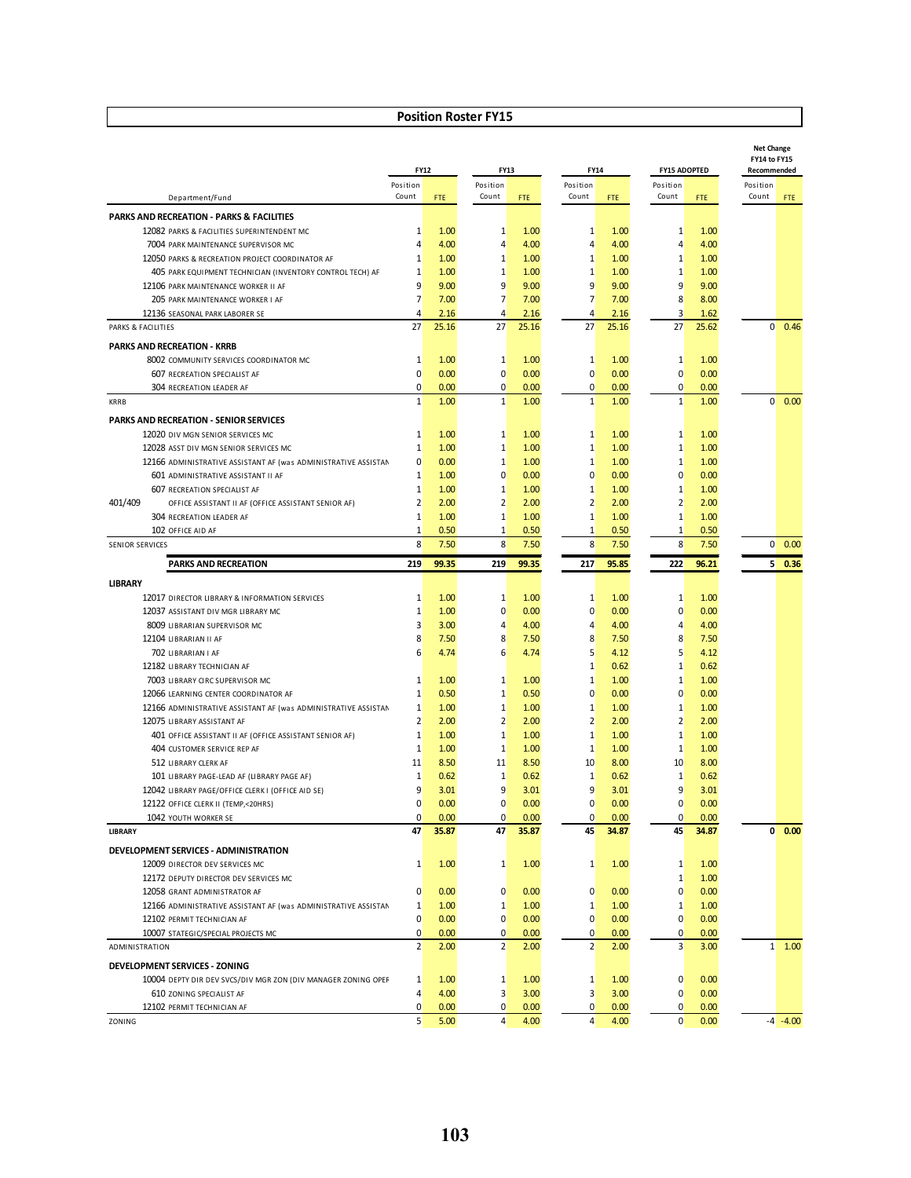## Position Roster FY15

| Department/Fund | FY12 Position Count | FY12 FTE | FY13 Position Count | FY13 FTE | FY14 Position Count | FY14 FTE | FY15 ADOPTED Position Count | FY15 ADOPTED FTE | Net Change FY14 to FY15 Recommended Position Count | Net Change FY14 to FY15 Recommended FTE |
|---|---|---|---|---|---|---|---|---|---|---|
| **PARKS AND RECREATION - PARKS & FACILITIES** | | | | | | | | | | |
| 12082 PARKS & FACILITIES SUPERINTENDENT MC | 1 | 1.00 | 1 | 1.00 | 1 | 1.00 | 1 | 1.00 | | |
| 7004 PARK MAINTENANCE SUPERVISOR MC | 4 | 4.00 | 4 | 4.00 | 4 | 4.00 | 4 | 4.00 | | |
| 12050 PARKS & RECREATION PROJECT COORDINATOR AF | 1 | 1.00 | 1 | 1.00 | 1 | 1.00 | 1 | 1.00 | | |
| 405 PARK EQUIPMENT TECHNICIAN (INVENTORY CONTROL TECH) AF | 1 | 1.00 | 1 | 1.00 | 1 | 1.00 | 1 | 1.00 | | |
| 12106 PARK MAINTENANCE WORKER II AF | 9 | 9.00 | 9 | 9.00 | 9 | 9.00 | 9 | 9.00 | | |
| 205 PARK MAINTENANCE WORKER I AF | 7 | 7.00 | 7 | 7.00 | 7 | 7.00 | 8 | 8.00 | | |
| 12136 SEASONAL PARK LABORER SE | 4 | 2.16 | 4 | 2.16 | 4 | 2.16 | 3 | 1.62 | | |
| PARKS & FACILITIES | 27 | 25.16 | 27 | 25.16 | 27 | 25.16 | 27 | 25.62 | 0 | 0.46 |
| **PARKS AND RECREATION - KRRB** | | | | | | | | | | |
| 8002 COMMUNITY SERVICES COORDINATOR MC | 1 | 1.00 | 1 | 1.00 | 1 | 1.00 | 1 | 1.00 | | |
| 607 RECREATION SPECIALIST AF | 0 | 0.00 | 0 | 0.00 | 0 | 0.00 | 0 | 0.00 | | |
| 304 RECREATION LEADER AF | 0 | 0.00 | 0 | 0.00 | 0 | 0.00 | 0 | 0.00 | | |
| KRRB | 1 | 1.00 | 1 | 1.00 | 1 | 1.00 | 1 | 1.00 | 0 | 0.00 |
| **PARKS AND RECREATION - SENIOR SERVICES** | | | | | | | | | | |
| 12020 DIV MGN SENIOR SERVICES MC | 1 | 1.00 | 1 | 1.00 | 1 | 1.00 | 1 | 1.00 | | |
| 12028 ASST DIV MGN SENIOR SERVICES MC | 1 | 1.00 | 1 | 1.00 | 1 | 1.00 | 1 | 1.00 | | |
| 12166 ADMINISTRATIVE ASSISTANT AF (was ADMINISTRATIVE ASSISTAN | 0 | 0.00 | 1 | 1.00 | 1 | 1.00 | 1 | 1.00 | | |
| 601 ADMINISTRATIVE ASSISTANT II AF | 1 | 1.00 | 0 | 0.00 | 0 | 0.00 | 0 | 0.00 | | |
| 607 RECREATION SPECIALIST AF | 1 | 1.00 | 1 | 1.00 | 1 | 1.00 | 1 | 1.00 | | |
| 401/409 OFFICE ASSISTANT II AF (OFFICE ASSISTANT SENIOR AF) | 2 | 2.00 | 2 | 2.00 | 2 | 2.00 | 2 | 2.00 | | |
| 304 RECREATION LEADER AF | 1 | 1.00 | 1 | 1.00 | 1 | 1.00 | 1 | 1.00 | | |
| 102 OFFICE AID AF | 1 | 0.50 | 1 | 0.50 | 1 | 0.50 | 1 | 0.50 | | |
| SENIOR SERVICES | 8 | 7.50 | 8 | 7.50 | 8 | 7.50 | 8 | 7.50 | 0 | 0.00 |
| **PARKS AND RECREATION** | **219** | **99.35** | **219** | **99.35** | **217** | **95.85** | **222** | **96.21** | **5** | **0.36** |
| **LIBRARY** | | | | | | | | | | |
| 12017 DIRECTOR LIBRARY & INFORMATION SERVICES | 1 | 1.00 | 1 | 1.00 | 1 | 1.00 | 1 | 1.00 | | |
| 12037 ASSISTANT DIV MGR LIBRARY MC | 1 | 1.00 | 0 | 0.00 | 0 | 0.00 | 0 | 0.00 | | |
| 8009 LIBRARIAN SUPERVISOR MC | 3 | 3.00 | 4 | 4.00 | 4 | 4.00 | 4 | 4.00 | | |
| 12104 LIBRARIAN II AF | 8 | 7.50 | 8 | 7.50 | 8 | 7.50 | 8 | 7.50 | | |
| 702 LIBRARIAN I AF | 6 | 4.74 | 6 | 4.74 | 5 | 4.12 | 5 | 4.12 | | |
| 12182 LIBRARY TECHNICIAN AF | | | | | 1 | 0.62 | 1 | 0.62 | | |
| 7003 LIBRARY CIRC SUPERVISOR MC | 1 | 1.00 | 1 | 1.00 | 1 | 1.00 | 1 | 1.00 | | |
| 12066 LEARNING CENTER COORDINATOR AF | 1 | 0.50 | 1 | 0.50 | 0 | 0.00 | 0 | 0.00 | | |
| 12166 ADMINISTRATIVE ASSISTANT AF (was ADMINISTRATIVE ASSISTAN | 1 | 1.00 | 1 | 1.00 | 1 | 1.00 | 1 | 1.00 | | |
| 12075 LIBRARY ASSISTANT AF | 2 | 2.00 | 2 | 2.00 | 2 | 2.00 | 2 | 2.00 | | |
| 401 OFFICE ASSISTANT II AF (OFFICE ASSISTANT SENIOR AF) | 1 | 1.00 | 1 | 1.00 | 1 | 1.00 | 1 | 1.00 | | |
| 404 CUSTOMER SERVICE REP AF | 1 | 1.00 | 1 | 1.00 | 1 | 1.00 | 1 | 1.00 | | |
| 512 LIBRARY CLERK AF | 11 | 8.50 | 11 | 8.50 | 10 | 8.00 | 10 | 8.00 | | |
| 101 LIBRARY PAGE-LEAD AF (LIBRARY PAGE AF) | 1 | 0.62 | 1 | 0.62 | 1 | 0.62 | 1 | 0.62 | | |
| 12042 LIBRARY PAGE/OFFICE CLERK I (OFFICE AID SE) | 9 | 3.01 | 9 | 3.01 | 9 | 3.01 | 9 | 3.01 | | |
| 12122 OFFICE CLERK II (TEMP,<20HRS) | 0 | 0.00 | 0 | 0.00 | 0 | 0.00 | 0 | 0.00 | | |
| 1042 YOUTH WORKER SE | 0 | 0.00 | 0 | 0.00 | 0 | 0.00 | 0 | 0.00 | | |
| **LIBRARY** | **47** | **35.87** | **47** | **35.87** | **45** | **34.87** | **45** | **34.87** | **0** | **0.00** |
| **DEVELOPMENT SERVICES - ADMINISTRATION** | | | | | | | | | | |
| 12009 DIRECTOR DEV SERVICES MC | 1 | 1.00 | 1 | 1.00 | 1 | 1.00 | 1 | 1.00 | | |
| 12172 DEPUTY DIRECTOR DEV SERVICES MC | | | | | | | 1 | 1.00 | | |
| 12058 GRANT ADMINISTRATOR AF | 0 | 0.00 | 0 | 0.00 | 0 | 0.00 | 0 | 0.00 | | |
| 12166 ADMINISTRATIVE ASSISTANT AF (was ADMINISTRATIVE ASSISTAN | 1 | 1.00 | 1 | 1.00 | 1 | 1.00 | 1 | 1.00 | | |
| 12102 PERMIT TECHNICIAN AF | 0 | 0.00 | 0 | 0.00 | 0 | 0.00 | 0 | 0.00 | | |
| 10007 STATEGIC/SPECIAL PROJECTS MC | 0 | 0.00 | 0 | 0.00 | 0 | 0.00 | 0 | 0.00 | | |
| ADMINISTRATION | 2 | 2.00 | 2 | 2.00 | 2 | 2.00 | 3 | 3.00 | 1 | 1.00 |
| **DEVELOPMENT SERVICES - ZONING** | | | | | | | | | | |
| 10004 DEPTY DIR DEV SVCS/DIV MGR ZON (DIV MANAGER ZONING OPEF | 1 | 1.00 | 1 | 1.00 | 1 | 1.00 | 0 | 0.00 | | |
| 610 ZONING SPECIALIST AF | 4 | 4.00 | 3 | 3.00 | 3 | 3.00 | 0 | 0.00 | | |
| 12102 PERMIT TECHNICIAN AF | 0 | 0.00 | 0 | 0.00 | 0 | 0.00 | 0 | 0.00 | | |
| ZONING | 5 | 5.00 | 4 | 4.00 | 4 | 4.00 | 0 | 0.00 | -4 | -4.00 |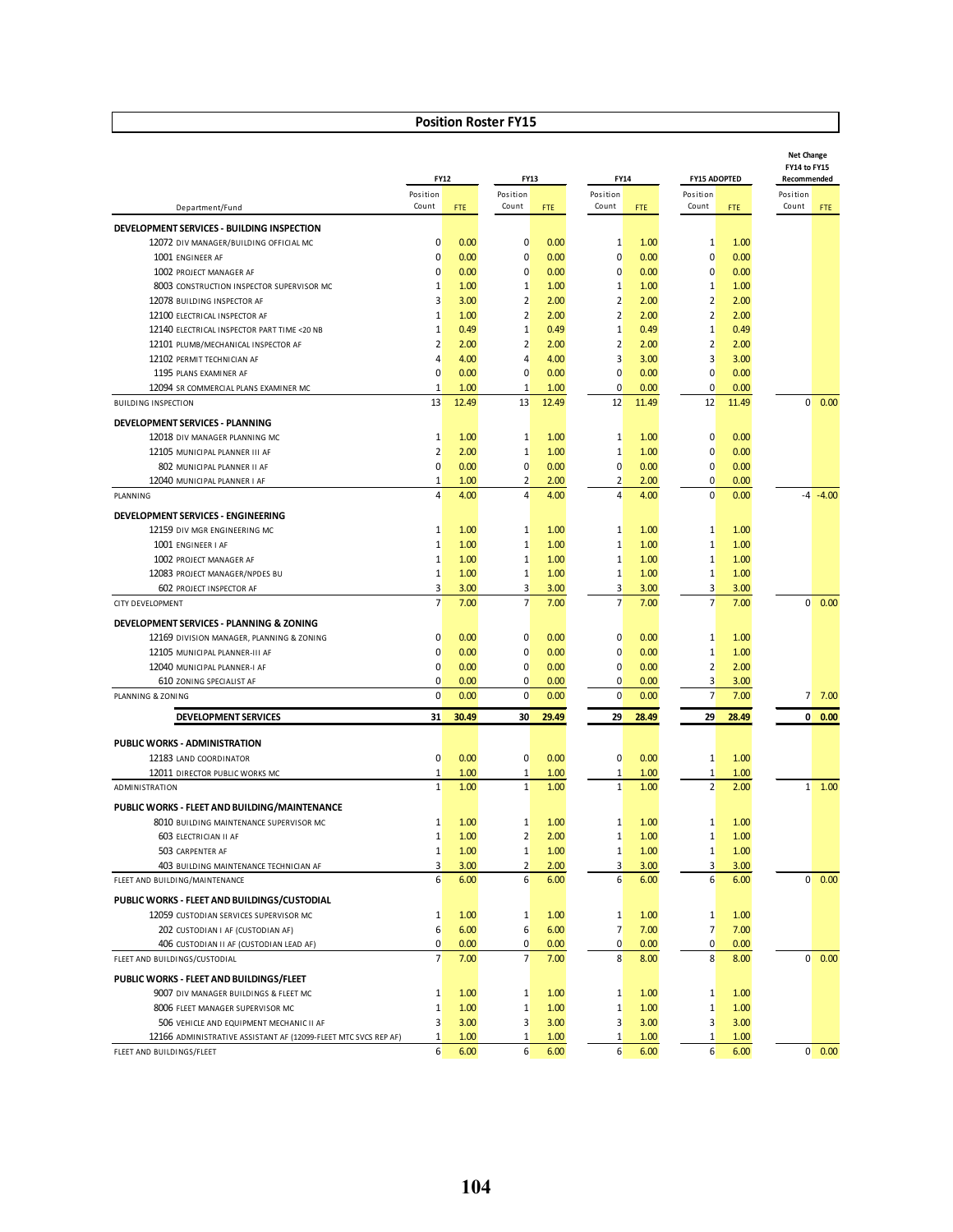## Position Roster FY15

| Department/Fund | FY12 Position Count | FY12 FTE | FY13 Position Count | FY13 FTE | FY14 Position Count | FY14 FTE | FY15 ADOPTED Position Count | FY15 ADOPTED FTE | Net Change FY14 to FY15 Recommended Position Count | Net Change FY14 to FY15 Recommended FTE |
|---|---|---|---|---|---|---|---|---|---|---|
| **DEVELOPMENT SERVICES - BUILDING INSPECTION** | | | | | | | | | | |
| 12072 DIV MANAGER/BUILDING OFFICIAL MC | 0 | 0.00 | 0 | 0.00 | 1 | 1.00 | 1 | 1.00 | | |
| 1001 ENGINEER AF | 0 | 0.00 | 0 | 0.00 | 0 | 0.00 | 0 | 0.00 | | |
| 1002 PROJECT MANAGER AF | 0 | 0.00 | 0 | 0.00 | 0 | 0.00 | 0 | 0.00 | | |
| 8003 CONSTRUCTION INSPECTOR SUPERVISOR MC | 1 | 1.00 | 1 | 1.00 | 1 | 1.00 | 1 | 1.00 | | |
| 12078 BUILDING INSPECTOR AF | 3 | 3.00 | 2 | 2.00 | 2 | 2.00 | 2 | 2.00 | | |
| 12100 ELECTRICAL INSPECTOR AF | 1 | 1.00 | 2 | 2.00 | 2 | 2.00 | 2 | 2.00 | | |
| 12140 ELECTRICAL INSPECTOR PART TIME <20 NB | 1 | 0.49 | 1 | 0.49 | 1 | 0.49 | 1 | 0.49 | | |
| 12101 PLUMB/MECHANICAL INSPECTOR AF | 2 | 2.00 | 2 | 2.00 | 2 | 2.00 | 2 | 2.00 | | |
| 12102 PERMIT TECHNICIAN AF | 4 | 4.00 | 4 | 4.00 | 3 | 3.00 | 3 | 3.00 | | |
| 1195 PLANS EXAMINER AF | 0 | 0.00 | 0 | 0.00 | 0 | 0.00 | 0 | 0.00 | | |
| 12094 SR COMMERCIAL PLANS EXAMINER MC | 1 | 1.00 | 1 | 1.00 | 0 | 0.00 | 0 | 0.00 | | |
| BUILDING INSPECTION | 13 | 12.49 | 13 | 12.49 | 12 | 11.49 | 12 | 11.49 | 0 | 0.00 |
| **DEVELOPMENT SERVICES - PLANNING** | | | | | | | | | | |
| 12018 DIV MANAGER PLANNING MC | 1 | 1.00 | 1 | 1.00 | 1 | 1.00 | 0 | 0.00 | | |
| 12105 MUNICIPAL PLANNER III AF | 2 | 2.00 | 1 | 1.00 | 1 | 1.00 | 0 | 0.00 | | |
| 802 MUNICIPAL PLANNER II AF | 0 | 0.00 | 0 | 0.00 | 0 | 0.00 | 0 | 0.00 | | |
| 12040 MUNICIPAL PLANNER I AF | 1 | 1.00 | 2 | 2.00 | 2 | 2.00 | 0 | 0.00 | | |
| PLANNING | 4 | 4.00 | 4 | 4.00 | 4 | 4.00 | 0 | 0.00 | -4 | -4.00 |
| **DEVELOPMENT SERVICES - ENGINEERING** | | | | | | | | | | |
| 12159 DIV MGR ENGINEERING MC | 1 | 1.00 | 1 | 1.00 | 1 | 1.00 | 1 | 1.00 | | |
| 1001 ENGINEER I AF | 1 | 1.00 | 1 | 1.00 | 1 | 1.00 | 1 | 1.00 | | |
| 1002 PROJECT MANAGER AF | 1 | 1.00 | 1 | 1.00 | 1 | 1.00 | 1 | 1.00 | | |
| 12083 PROJECT MANAGER/NPDES BU | 1 | 1.00 | 1 | 1.00 | 1 | 1.00 | 1 | 1.00 | | |
| 602 PROJECT INSPECTOR AF | 3 | 3.00 | 3 | 3.00 | 3 | 3.00 | 3 | 3.00 | | |
| CITY DEVELOPMENT | 7 | 7.00 | 7 | 7.00 | 7 | 7.00 | 7 | 7.00 | 0 | 0.00 |
| **DEVELOPMENT SERVICES - PLANNING & ZONING** | | | | | | | | | | |
| 12169 DIVISION MANAGER, PLANNING & ZONING | 0 | 0.00 | 0 | 0.00 | 0 | 0.00 | 1 | 1.00 | | |
| 12105 MUNICIPAL PLANNER-III AF | 0 | 0.00 | 0 | 0.00 | 0 | 0.00 | 1 | 1.00 | | |
| 12040 MUNICIPAL PLANNER-I AF | 0 | 0.00 | 0 | 0.00 | 0 | 0.00 | 2 | 2.00 | | |
| 610 ZONING SPECIALIST AF | 0 | 0.00 | 0 | 0.00 | 0 | 0.00 | 3 | 3.00 | | |
| PLANNING & ZONING | 0 | 0.00 | 0 | 0.00 | 0 | 0.00 | 7 | 7.00 | 7 | 7.00 |
| **DEVELOPMENT SERVICES** | **31** | **30.49** | **30** | **29.49** | **29** | **28.49** | **29** | **28.49** | **0** | **0.00** |
| **PUBLIC WORKS - ADMINISTRATION** | | | | | | | | | | |
| 12183 LAND COORDINATOR | 0 | 0.00 | 0 | 0.00 | 0 | 0.00 | 1 | 1.00 | | |
| 12011 DIRECTOR PUBLIC WORKS MC | 1 | 1.00 | 1 | 1.00 | 1 | 1.00 | 1 | 1.00 | | |
| ADMINISTRATION | 1 | 1.00 | 1 | 1.00 | 1 | 1.00 | 2 | 2.00 | 1 | 1.00 |
| **PUBLIC WORKS - FLEET AND BUILDING/MAINTENANCE** | | | | | | | | | | |
| 8010 BUILDING MAINTENANCE SUPERVISOR MC | 1 | 1.00 | 1 | 1.00 | 1 | 1.00 | 1 | 1.00 | | |
| 603 ELECTRICIAN II AF | 1 | 1.00 | 2 | 2.00 | 1 | 1.00 | 1 | 1.00 | | |
| 503 CARPENTER AF | 1 | 1.00 | 1 | 1.00 | 1 | 1.00 | 1 | 1.00 | | |
| 403 BUILDING MAINTENANCE TECHNICIAN AF | 3 | 3.00 | 2 | 2.00 | 3 | 3.00 | 3 | 3.00 | | |
| FLEET AND BUILDING/MAINTENANCE | 6 | 6.00 | 6 | 6.00 | 6 | 6.00 | 6 | 6.00 | 0 | 0.00 |
| **PUBLIC WORKS - FLEET AND BUILDINGS/CUSTODIAL** | | | | | | | | | | |
| 12059 CUSTODIAN SERVICES SUPERVISOR MC | 1 | 1.00 | 1 | 1.00 | 1 | 1.00 | 1 | 1.00 | | |
| 202 CUSTODIAN I AF (CUSTODIAN AF) | 6 | 6.00 | 6 | 6.00 | 7 | 7.00 | 7 | 7.00 | | |
| 406 CUSTODIAN II AF (CUSTODIAN LEAD AF) | 0 | 0.00 | 0 | 0.00 | 0 | 0.00 | 0 | 0.00 | | |
| FLEET AND BUILDINGS/CUSTODIAL | 7 | 7.00 | 7 | 7.00 | 8 | 8.00 | 8 | 8.00 | 0 | 0.00 |
| **PUBLIC WORKS - FLEET AND BUILDINGS/FLEET** | | | | | | | | | | |
| 9007 DIV MANAGER BUILDINGS & FLEET MC | 1 | 1.00 | 1 | 1.00 | 1 | 1.00 | 1 | 1.00 | | |
| 8006 FLEET MANAGER SUPERVISOR MC | 1 | 1.00 | 1 | 1.00 | 1 | 1.00 | 1 | 1.00 | | |
| 506 VEHICLE AND EQUIPMENT MECHANIC II AF | 3 | 3.00 | 3 | 3.00 | 3 | 3.00 | 3 | 3.00 | | |
| 12166 ADMINISTRATIVE ASSISTANT AF (12099-FLEET MTC SVCS REP AF) | 1 | 1.00 | 1 | 1.00 | 1 | 1.00 | 1 | 1.00 | | |
| FLEET AND BUILDINGS/FLEET | 6 | 6.00 | 6 | 6.00 | 6 | 6.00 | 6 | 6.00 | 0 | 0.00 |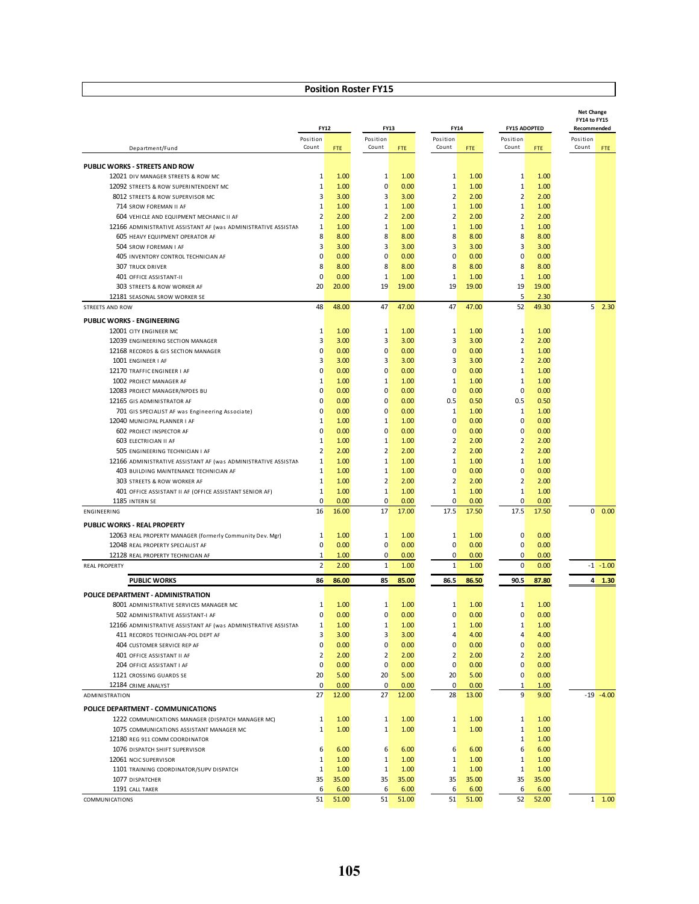## Position Roster FY15

| Department/Fund | FY12 Position Count | FY12 FTE | FY13 Position Count | FY13 FTE | FY14 Position Count | FY14 FTE | FY15 ADOPTED Position Count | FY15 ADOPTED FTE | Net Change FY14 to FY15 Recommended Position Count | Net Change FY14 to FY15 Recommended FTE |
|---|---|---|---|---|---|---|---|---|---|---|
| **PUBLIC WORKS - STREETS AND ROW** | | | | | | | | | | |
| 12021 DIV MANAGER STREETS & ROW MC | 1 | 1.00 | 1 | 1.00 | 1 | 1.00 | 1 | 1.00 | | |
| 12092 STREETS & ROW SUPERINTENDENT MC | 1 | 1.00 | 0 | 0.00 | 1 | 1.00 | 1 | 1.00 | | |
| 8012 STREETS & ROW SUPERVISOR MC | 3 | 3.00 | 3 | 3.00 | 2 | 2.00 | 2 | 2.00 | | |
| 714 SROW FOREMAN II AF | 1 | 1.00 | 1 | 1.00 | 1 | 1.00 | 1 | 1.00 | | |
| 604 VEHICLE AND EQUIPMENT MECHANIC II AF | 2 | 2.00 | 2 | 2.00 | 2 | 2.00 | 2 | 2.00 | | |
| 12166 ADMINISTRATIVE ASSISTANT AF (was ADMINISTRATIVE ASSISTAN | 1 | 1.00 | 1 | 1.00 | 1 | 1.00 | 1 | 1.00 | | |
| 605 HEAVY EQUIPMENT OPERATOR AF | 8 | 8.00 | 8 | 8.00 | 8 | 8.00 | 8 | 8.00 | | |
| 504 SROW FOREMAN I AF | 3 | 3.00 | 3 | 3.00 | 3 | 3.00 | 3 | 3.00 | | |
| 405 INVENTORY CONTROL TECHNICIAN AF | 0 | 0.00 | 0 | 0.00 | 0 | 0.00 | 0 | 0.00 | | |
| 307 TRUCK DRIVER | 8 | 8.00 | 8 | 8.00 | 8 | 8.00 | 8 | 8.00 | | |
| 401 OFFICE ASSISTANT-II | 0 | 0.00 | 1 | 1.00 | 1 | 1.00 | 1 | 1.00 | | |
| 303 STREETS & ROW WORKER AF | 20 | 20.00 | 19 | 19.00 | 19 | 19.00 | 19 | 19.00 | | |
| 12181 SEASONAL SROW WORKER SE | | | | | | | 5 | 2.30 | | |
| STREETS AND ROW | 48 | 48.00 | 47 | 47.00 | 47 | 47.00 | 52 | 49.30 | 5 | 2.30 |
| **PUBLIC WORKS - ENGINEERING** | | | | | | | | | | |
| 12001 CITY ENGINEER MC | 1 | 1.00 | 1 | 1.00 | 1 | 1.00 | 1 | 1.00 | | |
| 12039 ENGINEERING SECTION MANAGER | 3 | 3.00 | 3 | 3.00 | 3 | 3.00 | 2 | 2.00 | | |
| 12168 RECORDS & GIS SECTION MANAGER | 0 | 0.00 | 0 | 0.00 | 0 | 0.00 | 1 | 1.00 | | |
| 1001 ENGINEER I AF | 3 | 3.00 | 3 | 3.00 | 3 | 3.00 | 2 | 2.00 | | |
| 12170 TRAFFIC ENGINEER I AF | 0 | 0.00 | 0 | 0.00 | 0 | 0.00 | 1 | 1.00 | | |
| 1002 PROJECT MANAGER AF | 1 | 1.00 | 1 | 1.00 | 1 | 1.00 | 1 | 1.00 | | |
| 12083 PROJECT MANAGER/NPDES BU | 0 | 0.00 | 0 | 0.00 | 0 | 0.00 | 0 | 0.00 | | |
| 12165 GIS ADMINISTRATOR AF | 0 | 0.00 | 0 | 0.00 | 0.5 | 0.50 | 0.5 | 0.50 | | |
| 701 GIS SPECIALIST AF was Engineering Associate) | 0 | 0.00 | 0 | 0.00 | 1 | 1.00 | 1 | 1.00 | | |
| 12040 MUNICIPAL PLANNER I AF | 1 | 1.00 | 1 | 1.00 | 0 | 0.00 | 0 | 0.00 | | |
| 602 PROJECT INSPECTOR AF | 0 | 0.00 | 0 | 0.00 | 0 | 0.00 | 0 | 0.00 | | |
| 603 ELECTRICIAN II AF | 1 | 1.00 | 1 | 1.00 | 2 | 2.00 | 2 | 2.00 | | |
| 505 ENGINEERING TECHNICIAN I AF | 2 | 2.00 | 2 | 2.00 | 2 | 2.00 | 2 | 2.00 | | |
| 12166 ADMINISTRATIVE ASSISTANT AF (was ADMINISTRATIVE ASSISTAN | 1 | 1.00 | 1 | 1.00 | 1 | 1.00 | 1 | 1.00 | | |
| 403 BUILDING MAINTENANCE TECHNICIAN AF | 1 | 1.00 | 1 | 1.00 | 0 | 0.00 | 0 | 0.00 | | |
| 303 STREETS & ROW WORKER AF | 1 | 1.00 | 2 | 2.00 | 2 | 2.00 | 2 | 2.00 | | |
| 401 OFFICE ASSISTANT II AF (OFFICE ASSISTANT SENIOR AF) | 1 | 1.00 | 1 | 1.00 | 1 | 1.00 | 1 | 1.00 | | |
| 1185 INTERN SE | 0 | 0.00 | 0 | 0.00 | 0 | 0.00 | 0 | 0.00 | | |
| ENGINEERING | 16 | 16.00 | 17 | 17.00 | 17.5 | 17.50 | 17.5 | 17.50 | 0 | 0.00 |
| **PUBLIC WORKS - REAL PROPERTY** | | | | | | | | | | |
| 12063 REAL PROPERTY MANAGER (formerly Community Dev. Mgr) | 1 | 1.00 | 1 | 1.00 | 1 | 1.00 | 0 | 0.00 | | |
| 12048 REAL PROPERTY SPECIALIST AF | 0 | 0.00 | 0 | 0.00 | 0 | 0.00 | 0 | 0.00 | | |
| 12128 REAL PROPERTY TECHNICIAN AF | 1 | 1.00 | 0 | 0.00 | 0 | 0.00 | 0 | 0.00 | | |
| REAL PROPERTY | 2 | 2.00 | 1 | 1.00 | 1 | 1.00 | 0 | 0.00 | -1 | -1.00 |
| **PUBLIC WORKS** | **86** | **86.00** | **85** | **85.00** | **86.5** | **86.50** | **90.5** | **87.80** | **4** | **1.30** |
| **POLICE DEPARTMENT - ADMINISTRATION** | | | | | | | | | | |
| 8001 ADMINISTRATIVE SERVICES MANAGER MC | 1 | 1.00 | 1 | 1.00 | 1 | 1.00 | 1 | 1.00 | | |
| 502 ADMINISTRATIVE ASSISTANT-I AF | 0 | 0.00 | 0 | 0.00 | 0 | 0.00 | 0 | 0.00 | | |
| 12166 ADMINISTRATIVE ASSISTANT AF (was ADMINISTRATIVE ASSISTAN | 1 | 1.00 | 1 | 1.00 | 1 | 1.00 | 1 | 1.00 | | |
| 411 RECORDS TECHNICIAN-POL DEPT AF | 3 | 3.00 | 3 | 3.00 | 4 | 4.00 | 4 | 4.00 | | |
| 404 CUSTOMER SERVICE REP AF | 0 | 0.00 | 0 | 0.00 | 0 | 0.00 | 0 | 0.00 | | |
| 401 OFFICE ASSISTANT II AF | 2 | 2.00 | 2 | 2.00 | 2 | 2.00 | 2 | 2.00 | | |
| 204 OFFICE ASSISTANT I AF | 0 | 0.00 | 0 | 0.00 | 0 | 0.00 | 0 | 0.00 | | |
| 1121 CROSSING GUARDS SE | 20 | 5.00 | 20 | 5.00 | 20 | 5.00 | 0 | 0.00 | | |
| 12184 CRIME ANALYST | 0 | 0.00 | 0 | 0.00 | 0 | 0.00 | 1 | 1.00 | | |
| ADMINISTRATION | 27 | 12.00 | 27 | 12.00 | 28 | 13.00 | 9 | 9.00 | -19 | -4.00 |
| **POLICE DEPARTMENT - COMMUNICATIONS** | | | | | | | | | | |
| 1222 COMMUNICATIONS MANAGER (DISPATCH MANAGER MC) | 1 | 1.00 | 1 | 1.00 | 1 | 1.00 | 1 | 1.00 | | |
| 1075 COMMUNICATIONS ASSISTANT MANAGER MC | 1 | 1.00 | 1 | 1.00 | 1 | 1.00 | 1 | 1.00 | | |
| 12180 REG 911 COMM COORDINATOR | | | | | | | 1 | 1.00 | | |
| 1076 DISPATCH SHIFT SUPERVISOR | 6 | 6.00 | 6 | 6.00 | 6 | 6.00 | 6 | 6.00 | | |
| 12061 NCIC SUPERVISOR | 1 | 1.00 | 1 | 1.00 | 1 | 1.00 | 1 | 1.00 | | |
| 1101 TRAINING COORDINATOR/SUPV DISPATCH | 1 | 1.00 | 1 | 1.00 | 1 | 1.00 | 1 | 1.00 | | |
| 1077 DISPATCHER | 35 | 35.00 | 35 | 35.00 | 35 | 35.00 | 35 | 35.00 | | |
| 1191 CALL TAKER | 6 | 6.00 | 6 | 6.00 | 6 | 6.00 | 6 | 6.00 | | |
| COMMUNICATIONS | 51 | 51.00 | 51 | 51.00 | 51 | 51.00 | 52 | 52.00 | 1 | 1.00 |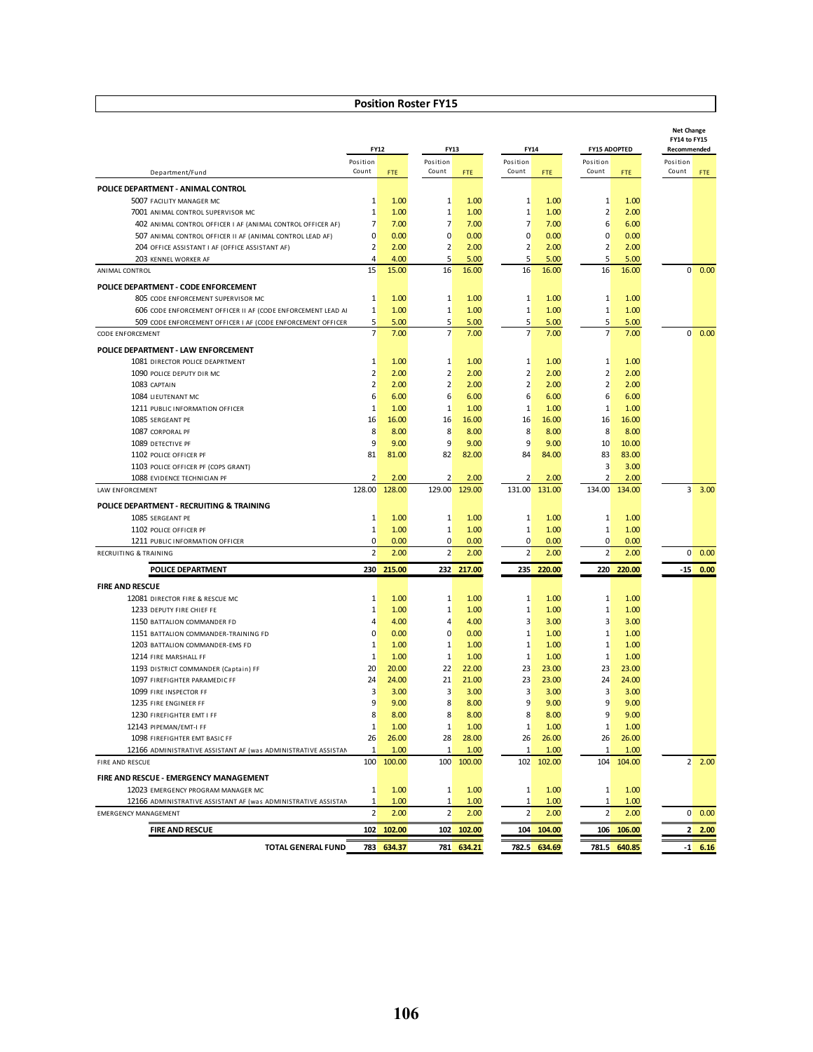# Position Roster FY15

| Department/Fund | FY12 Position Count | FY12 FTE | FY13 Position Count | FY13 FTE | FY14 Position Count | FY14 FTE | FY15 ADOPTED Position Count | FY15 ADOPTED FTE | Net Change FY14 to FY15 Recommended Position Count | Net Change FY14 to FY15 Recommended FTE |
|---|---|---|---|---|---|---|---|---|---|---|
| **POLICE DEPARTMENT - ANIMAL CONTROL** | | | | | | | | | | |
| 5007 FACILITY MANAGER MC | 1 | 1.00 | 1 | 1.00 | 1 | 1.00 | 1 | 1.00 | | |
| 7001 ANIMAL CONTROL SUPERVISOR MC | 1 | 1.00 | 1 | 1.00 | 1 | 1.00 | 2 | 2.00 | | |
| 402 ANIMAL CONTROL OFFICER I AF (ANIMAL CONTROL OFFICER AF) | 7 | 7.00 | 7 | 7.00 | 7 | 7.00 | 6 | 6.00 | | |
| 507 ANIMAL CONTROL OFFICER II AF (ANIMAL CONTROL LEAD AF) | 0 | 0.00 | 0 | 0.00 | 0 | 0.00 | 0 | 0.00 | | |
| 204 OFFICE ASSISTANT I AF (OFFICE ASSISTANT AF) | 2 | 2.00 | 2 | 2.00 | 2 | 2.00 | 2 | 2.00 | | |
| 203 KENNEL WORKER AF | 4 | 4.00 | 5 | 5.00 | 5 | 5.00 | 5 | 5.00 | | |
| ANIMAL CONTROL | 15 | 15.00 | 16 | 16.00 | 16 | 16.00 | 16 | 16.00 | 0 | 0.00 |
| **POLICE DEPARTMENT - CODE ENFORCEMENT** | | | | | | | | | | |
| 805 CODE ENFORCEMENT SUPERVISOR MC | 1 | 1.00 | 1 | 1.00 | 1 | 1.00 | 1 | 1.00 | | |
| 606 CODE ENFORCEMENT OFFICER II AF (CODE ENFORCEMENT LEAD AI | 1 | 1.00 | 1 | 1.00 | 1 | 1.00 | 1 | 1.00 | | |
| 509 CODE ENFORCEMENT OFFICER I AF (CODE ENFORCEMENT OFFICER | 5 | 5.00 | 5 | 5.00 | 5 | 5.00 | 5 | 5.00 | | |
| CODE ENFORCEMENT | 7 | 7.00 | 7 | 7.00 | 7 | 7.00 | 7 | 7.00 | 0 | 0.00 |
| **POLICE DEPARTMENT - LAW ENFORCEMENT** | | | | | | | | | | |
| 1081 DIRECTOR POLICE DEAPRTMENT | 1 | 1.00 | 1 | 1.00 | 1 | 1.00 | 1 | 1.00 | | |
| 1090 POLICE DEPUTY DIR MC | 2 | 2.00 | 2 | 2.00 | 2 | 2.00 | 2 | 2.00 | | |
| 1083 CAPTAIN | 2 | 2.00 | 2 | 2.00 | 2 | 2.00 | 2 | 2.00 | | |
| 1084 LIEUTENANT MC | 6 | 6.00 | 6 | 6.00 | 6 | 6.00 | 6 | 6.00 | | |
| 1211 PUBLIC INFORMATION OFFICER | 1 | 1.00 | 1 | 1.00 | 1 | 1.00 | 1 | 1.00 | | |
| 1085 SERGEANT PE | 16 | 16.00 | 16 | 16.00 | 16 | 16.00 | 16 | 16.00 | | |
| 1087 CORPORAL PF | 8 | 8.00 | 8 | 8.00 | 8 | 8.00 | 8 | 8.00 | | |
| 1089 DETECTIVE PF | 9 | 9.00 | 9 | 9.00 | 9 | 9.00 | 10 | 10.00 | | |
| 1102 POLICE OFFICER PF | 81 | 81.00 | 82 | 82.00 | 84 | 84.00 | 83 | 83.00 | | |
| 1103 POLICE OFFICER PF (COPS GRANT) | | | | | | | 3 | 3.00 | | |
| 1088 EVIDENCE TECHNICIAN PF | 2 | 2.00 | 2 | 2.00 | 2 | 2.00 | 2 | 2.00 | | |
| LAW ENFORCEMENT | 128.00 | 128.00 | 129.00 | 129.00 | 131.00 | 131.00 | 134.00 | 134.00 | 3 | 3.00 |
| **POLICE DEPARTMENT - RECRUITING & TRAINING** | | | | | | | | | | |
| 1085 SERGEANT PE | 1 | 1.00 | 1 | 1.00 | 1 | 1.00 | 1 | 1.00 | | |
| 1102 POLICE OFFICER PF | 1 | 1.00 | 1 | 1.00 | 1 | 1.00 | 1 | 1.00 | | |
| 1211 PUBLIC INFORMATION OFFICER | 0 | 0.00 | 0 | 0.00 | 0 | 0.00 | 0 | 0.00 | | |
| RECRUITING & TRAINING | 2 | 2.00 | 2 | 2.00 | 2 | 2.00 | 2 | 2.00 | 0 | 0.00 |
| **POLICE DEPARTMENT** | **230** | **215.00** | **232** | **217.00** | **235** | **220.00** | **220** | **220.00** | **-15** | **0.00** |
| **FIRE AND RESCUE** | | | | | | | | | | |
| 12081 DIRECTOR FIRE & RESCUE MC | 1 | 1.00 | 1 | 1.00 | 1 | 1.00 | 1 | 1.00 | | |
| 1233 DEPUTY FIRE CHIEF FE | 1 | 1.00 | 1 | 1.00 | 1 | 1.00 | 1 | 1.00 | | |
| 1150 BATTALION COMMANDER FD | 4 | 4.00 | 4 | 4.00 | 3 | 3.00 | 3 | 3.00 | | |
| 1151 BATTALION COMMANDER-TRAINING FD | 0 | 0.00 | 0 | 0.00 | 1 | 1.00 | 1 | 1.00 | | |
| 1203 BATTALION COMMANDER-EMS FD | 1 | 1.00 | 1 | 1.00 | 1 | 1.00 | 1 | 1.00 | | |
| 1214 FIRE MARSHALL FF | 1 | 1.00 | 1 | 1.00 | 1 | 1.00 | 1 | 1.00 | | |
| 1193 DISTRICT COMMANDER (Captain) FF | 20 | 20.00 | 22 | 22.00 | 23 | 23.00 | 23 | 23.00 | | |
| 1097 FIREFIGHTER PARAMEDIC FF | 24 | 24.00 | 21 | 21.00 | 23 | 23.00 | 24 | 24.00 | | |
| 1099 FIRE INSPECTOR FF | 3 | 3.00 | 3 | 3.00 | 3 | 3.00 | 3 | 3.00 | | |
| 1235 FIRE ENGINEER FF | 9 | 9.00 | 8 | 8.00 | 9 | 9.00 | 9 | 9.00 | | |
| 1230 FIREFIGHTER EMT I FF | 8 | 8.00 | 8 | 8.00 | 8 | 8.00 | 9 | 9.00 | | |
| 12143 PIPEMAN/EMT-I FF | 1 | 1.00 | 1 | 1.00 | 1 | 1.00 | 1 | 1.00 | | |
| 1098 FIREFIGHTER EMT BASIC FF | 26 | 26.00 | 28 | 28.00 | 26 | 26.00 | 26 | 26.00 | | |
| 12166 ADMINISTRATIVE ASSISTANT AF (was ADMINISTRATIVE ASSISTAN | 1 | 1.00 | 1 | 1.00 | 1 | 1.00 | 1 | 1.00 | | |
| FIRE AND RESCUE | 100 | 100.00 | 100 | 100.00 | 102 | 102.00 | 104 | 104.00 | 2 | 2.00 |
| **FIRE AND RESCUE - EMERGENCY MANAGEMENT** | | | | | | | | | | |
| 12023 EMERGENCY PROGRAM MANAGER MC | 1 | 1.00 | 1 | 1.00 | 1 | 1.00 | 1 | 1.00 | | |
| 12166 ADMINISTRATIVE ASSISTANT AF (was ADMINISTRATIVE ASSISTAN | 1 | 1.00 | 1 | 1.00 | 1 | 1.00 | 1 | 1.00 | | |
| EMERGENCY MANAGEMENT | 2 | 2.00 | 2 | 2.00 | 2 | 2.00 | 2 | 2.00 | 0 | 0.00 |
| **FIRE AND RESCUE** | **102** | **102.00** | **102** | **102.00** | **104** | **104.00** | **106** | **106.00** | **2** | **2.00** |
| **TOTAL GENERAL FUND** | **783** | **634.37** | **781** | **634.21** | **782.5** | **634.69** | **781.5** | **640.85** | **-1** | **6.16** |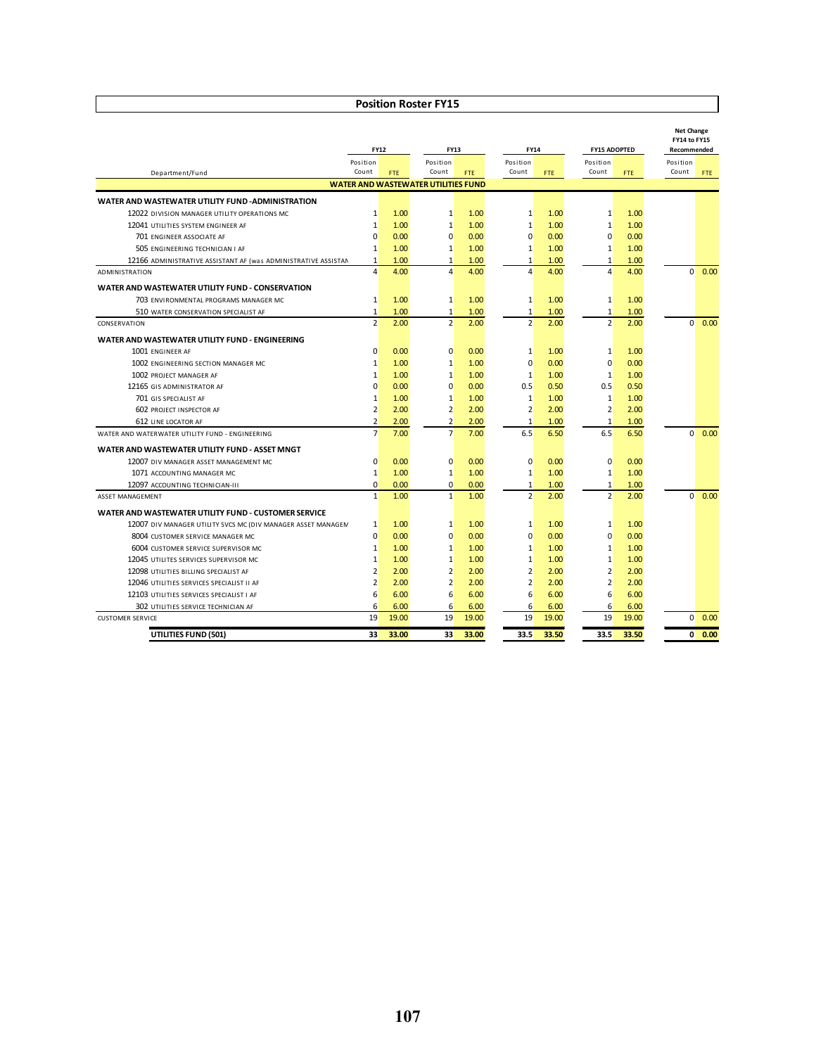## Position Roster FY15

| Department/Fund | FY12 Position Count | FY12 FTE | FY13 Position Count | FY13 FTE | FY14 Position Count | FY14 FTE | FY15 ADOPTED Position Count | FY15 ADOPTED FTE | Net Change FY14 to FY15 Recommended Position Count | Net Change FY14 to FY15 Recommended FTE |
|---|---|---|---|---|---|---|---|---|---|---|
| **WATER AND WASTEWATER UTILITIES FUND** | | | | | | | | | | |
| **WATER AND WASTEWATER UTILITY FUND -ADMINISTRATION** | | | | | | | | | | |
| 12022 DIVISION MANAGER UTILITY OPERATIONS MC | 1 | 1.00 | 1 | 1.00 | 1 | 1.00 | 1 | 1.00 | | |
| 12041 UTILITIES SYSTEM ENGINEER AF | 1 | 1.00 | 1 | 1.00 | 1 | 1.00 | 1 | 1.00 | | |
| 701 ENGINEER ASSOCIATE AF | 0 | 0.00 | 0 | 0.00 | 0 | 0.00 | 0 | 0.00 | | |
| 505 ENGINEERING TECHNICIAN I AF | 1 | 1.00 | 1 | 1.00 | 1 | 1.00 | 1 | 1.00 | | |
| 12166 ADMINISTRATIVE ASSISTANT AF (was ADMINISTRATIVE ASSISTAN | 1 | 1.00 | 1 | 1.00 | 1 | 1.00 | 1 | 1.00 | | |
| ADMINISTRATION | 4 | 4.00 | 4 | 4.00 | 4 | 4.00 | 4 | 4.00 | 0 | 0.00 |
| **WATER AND WASTEWATER UTILITY FUND - CONSERVATION** | | | | | | | | | | |
| 703 ENVIRONMENTAL PROGRAMS MANAGER MC | 1 | 1.00 | 1 | 1.00 | 1 | 1.00 | 1 | 1.00 | | |
| 510 WATER CONSERVATION SPECIALIST AF | 1 | 1.00 | 1 | 1.00 | 1 | 1.00 | 1 | 1.00 | | |
| CONSERVATION | 2 | 2.00 | 2 | 2.00 | 2 | 2.00 | 2 | 2.00 | 0 | 0.00 |
| **WATER AND WASTEWATER UTILITY FUND - ENGINEERING** | | | | | | | | | | |
| 1001 ENGINEER AF | 0 | 0.00 | 0 | 0.00 | 1 | 1.00 | 1 | 1.00 | | |
| 1002 ENGINEERING SECTION MANAGER MC | 1 | 1.00 | 1 | 1.00 | 0 | 0.00 | 0 | 0.00 | | |
| 1002 PROJECT MANAGER AF | 1 | 1.00 | 1 | 1.00 | 1 | 1.00 | 1 | 1.00 | | |
| 12165 GIS ADMINISTRATOR AF | 0 | 0.00 | 0 | 0.00 | 0.5 | 0.50 | 0.5 | 0.50 | | |
| 701 GIS SPECIALIST AF | 1 | 1.00 | 1 | 1.00 | 1 | 1.00 | 1 | 1.00 | | |
| 602 PROJECT INSPECTOR AF | 2 | 2.00 | 2 | 2.00 | 2 | 2.00 | 2 | 2.00 | | |
| 612 LINE LOCATOR AF | 2 | 2.00 | 2 | 2.00 | 1 | 1.00 | 1 | 1.00 | | |
| WATER AND WATERWATER UTILITY FUND - ENGINEERING | 7 | 7.00 | 7 | 7.00 | 6.5 | 6.50 | 6.5 | 6.50 | 0 | 0.00 |
| **WATER AND WASTEWATER UTILITY FUND - ASSET MNGT** | | | | | | | | | | |
| 12007 DIV MANAGER ASSET MANAGEMENT MC | 0 | 0.00 | 0 | 0.00 | 0 | 0.00 | 0 | 0.00 | | |
| 1071 ACCOUNTING MANAGER MC | 1 | 1.00 | 1 | 1.00 | 1 | 1.00 | 1 | 1.00 | | |
| 12097 ACCOUNTING TECHNICIAN-III | 0 | 0.00 | 0 | 0.00 | 1 | 1.00 | 1 | 1.00 | | |
| ASSET MANAGEMENT | 1 | 1.00 | 1 | 1.00 | 2 | 2.00 | 2 | 2.00 | 0 | 0.00 |
| **WATER AND WASTEWATER UTILITY FUND - CUSTOMER SERVICE** | | | | | | | | | | |
| 12007 DIV MANAGER UTILITY SVCS MC (DIV MANAGER ASSET MANAGEM | 1 | 1.00 | 1 | 1.00 | 1 | 1.00 | 1 | 1.00 | | |
| 8004 CUSTOMER SERVICE MANAGER MC | 0 | 0.00 | 0 | 0.00 | 0 | 0.00 | 0 | 0.00 | | |
| 6004 CUSTOMER SERVICE SUPERVISOR MC | 1 | 1.00 | 1 | 1.00 | 1 | 1.00 | 1 | 1.00 | | |
| 12045 UTILITES SERVICES SUPERVISOR MC | 1 | 1.00 | 1 | 1.00 | 1 | 1.00 | 1 | 1.00 | | |
| 12098 UTILITIES BILLING SPECIALIST AF | 2 | 2.00 | 2 | 2.00 | 2 | 2.00 | 2 | 2.00 | | |
| 12046 UTILITIES SERVICES SPECIALIST II AF | 2 | 2.00 | 2 | 2.00 | 2 | 2.00 | 2 | 2.00 | | |
| 12103 UTILITIES SERVICES SPECIALIST I AF | 6 | 6.00 | 6 | 6.00 | 6 | 6.00 | 6 | 6.00 | | |
| 302 UTILITIES SERVICE TECHNICIAN AF | 6 | 6.00 | 6 | 6.00 | 6 | 6.00 | 6 | 6.00 | | |
| CUSTOMER SERVICE | 19 | 19.00 | 19 | 19.00 | 19 | 19.00 | 19 | 19.00 | 0 | 0.00 |
| **UTILITIES FUND (501)** | **33** | **33.00** | **33** | **33.00** | **33.5** | **33.50** | **33.5** | **33.50** | **0** | **0.00** |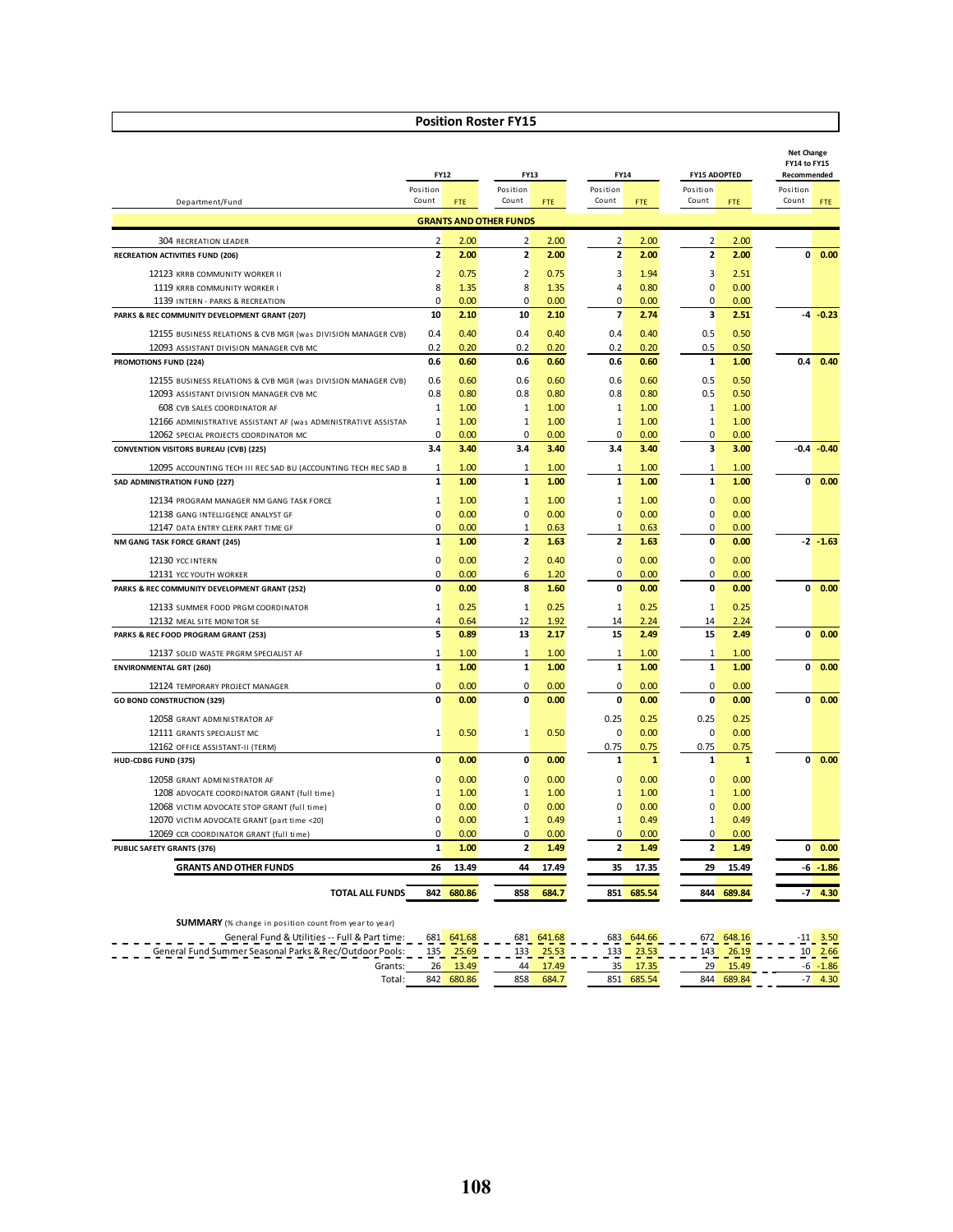## Position Roster FY15

| Department/Fund | FY12 Position Count | FY12 FTE | FY13 Position Count | FY13 FTE | FY14 Position Count | FY14 FTE | FY15 ADOPTED Position Count | FY15 ADOPTED FTE | Net Change FY14 to FY15 Recommended Position Count | Net Change FY14 to FY15 Recommended FTE |
|---|---|---|---|---|---|---|---|---|---|---|
| **GRANTS AND OTHER FUNDS** | | | | | | | | | | |
| 304 RECREATION LEADER | 2 | 2.00 | 2 | 2.00 | 2 | 2.00 | 2 | 2.00 | | |
| **RECREATION ACTIVITIES FUND (206)** | **2** | **2.00** | **2** | **2.00** | **2** | **2.00** | **2** | **2.00** | **0** | **0.00** |
| 12123 KRRB COMMUNITY WORKER II | 2 | 0.75 | 2 | 0.75 | 3 | 1.94 | 3 | 2.51 | | |
| 1119 KRRB COMMUNITY WORKER I | 8 | 1.35 | 8 | 1.35 | 4 | 0.80 | 0 | 0.00 | | |
| 1139 INTERN - PARKS & RECREATION | 0 | 0.00 | 0 | 0.00 | 0 | 0.00 | 0 | 0.00 | | |
| **PARKS & REC COMMUNITY DEVELOPMENT GRANT (207)** | **10** | **2.10** | **10** | **2.10** | **7** | **2.74** | **3** | **2.51** | **-4** | **-0.23** |
| 12155 BUSINESS RELATIONS & CVB MGR (was DIVISION MANAGER CVB) | 0.4 | 0.40 | 0.4 | 0.40 | 0.4 | 0.40 | 0.5 | 0.50 | | |
| 12093 ASSISTANT DIVISION MANAGER CVB MC | 0.2 | 0.20 | 0.2 | 0.20 | 0.2 | 0.20 | 0.5 | 0.50 | | |
| **PROMOTIONS FUND (224)** | **0.6** | **0.60** | **0.6** | **0.60** | **0.6** | **0.60** | **1** | **1.00** | **0.4** | **0.40** |
| 12155 BUSINESS RELATIONS & CVB MGR (was DIVISION MANAGER CVB) | 0.6 | 0.60 | 0.6 | 0.60 | 0.6 | 0.60 | 0.5 | 0.50 | | |
| 12093 ASSISTANT DIVISION MANAGER CVB MC | 0.8 | 0.80 | 0.8 | 0.80 | 0.8 | 0.80 | 0.5 | 0.50 | | |
| 608 CVB SALES COORDINATOR AF | 1 | 1.00 | 1 | 1.00 | 1 | 1.00 | 1 | 1.00 | | |
| 12166 ADMINISTRATIVE ASSISTANT AF (was ADMINISTRATIVE ASSISTAN | 1 | 1.00 | 1 | 1.00 | 1 | 1.00 | 1 | 1.00 | | |
| 12062 SPECIAL PROJECTS COORDINATOR MC | 0 | 0.00 | 0 | 0.00 | 0 | 0.00 | 0 | 0.00 | | |
| **CONVENTION VISITORS BUREAU (CVB) (225)** | **3.4** | **3.40** | **3.4** | **3.40** | **3.4** | **3.40** | **3** | **3.00** | **-0.4** | **-0.40** |
| 12095 ACCOUNTING TECH III REC SAD BU (ACCOUNTING TECH REC SAD B | 1 | 1.00 | 1 | 1.00 | 1 | 1.00 | 1 | 1.00 | | |
| **SAD ADMINISTRATION FUND (227)** | **1** | **1.00** | **1** | **1.00** | **1** | **1.00** | **1** | **1.00** | **0** | **0.00** |
| 12134 PROGRAM MANAGER NM GANG TASK FORCE | 1 | 1.00 | 1 | 1.00 | 1 | 1.00 | 0 | 0.00 | | |
| 12138 GANG INTELLIGENCE ANALYST GF | 0 | 0.00 | 0 | 0.00 | 0 | 0.00 | 0 | 0.00 | | |
| 12147 DATA ENTRY CLERK PART TIME GF | 0 | 0.00 | 1 | 0.63 | 1 | 0.63 | 0 | 0.00 | | |
| **NM GANG TASK FORCE GRANT (245)** | **1** | **1.00** | **2** | **1.63** | **2** | **1.63** | **0** | **0.00** | **-2** | **-1.63** |
| 12130 YCC INTERN | 0 | 0.00 | 2 | 0.40 | 0 | 0.00 | 0 | 0.00 | | |
| 12131 YCC YOUTH WORKER | 0 | 0.00 | 6 | 1.20 | 0 | 0.00 | 0 | 0.00 | | |
| **PARKS & REC COMMUNITY DEVELOPMENT GRANT (252)** | **0** | **0.00** | **8** | **1.60** | **0** | **0.00** | **0** | **0.00** | **0** | **0.00** |
| 12133 SUMMER FOOD PRGM COORDINATOR | 1 | 0.25 | 1 | 0.25 | 1 | 0.25 | 1 | 0.25 | | |
| 12132 MEAL SITE MONITOR SE | 4 | 0.64 | 12 | 1.92 | 14 | 2.24 | 14 | 2.24 | | |
| **PARKS & REC FOOD PROGRAM GRANT (253)** | **5** | **0.89** | **13** | **2.17** | **15** | **2.49** | **15** | **2.49** | **0** | **0.00** |
| 12137 SOLID WASTE PRGRM SPECIALIST AF | 1 | 1.00 | 1 | 1.00 | 1 | 1.00 | 1 | 1.00 | | |
| **ENVIRONMENTAL GRT (260)** | **1** | **1.00** | **1** | **1.00** | **1** | **1.00** | **1** | **1.00** | **0** | **0.00** |
| 12124 TEMPORARY PROJECT MANAGER | 0 | 0.00 | 0 | 0.00 | 0 | 0.00 | 0 | 0.00 | | |
| **GO BOND CONSTRUCTION (329)** | **0** | **0.00** | **0** | **0.00** | **0** | **0.00** | **0** | **0.00** | **0** | **0.00** |
| 12058 GRANT ADMINISTRATOR AF | | | | | 0.25 | 0.25 | 0.25 | 0.25 | | |
| 12111 GRANTS SPECIALIST MC | 1 | 0.50 | 1 | 0.50 | 0 | 0.00 | 0 | 0.00 | | |
| 12162 OFFICE ASSISTANT-II (TERM) | | | | | 0.75 | 0.75 | 0.75 | 0.75 | | |
| **HUD-CDBG FUND (375)** | **0** | **0.00** | **0** | **0.00** | **1** | **1** | **1** | **1** | **0** | **0.00** |
| 12058 GRANT ADMINISTRATOR AF | 0 | 0.00 | 0 | 0.00 | 0 | 0.00 | 0 | 0.00 | | |
| 1208 ADVOCATE COORDINATOR GRANT (full time) | 1 | 1.00 | 1 | 1.00 | 1 | 1.00 | 1 | 1.00 | | |
| 12068 VICTIM ADVOCATE STOP GRANT (full time) | 0 | 0.00 | 0 | 0.00 | 0 | 0.00 | 0 | 0.00 | | |
| 12070 VICTIM ADVOCATE GRANT (part time <20) | 0 | 0.00 | 1 | 0.49 | 1 | 0.49 | 1 | 0.49 | | |
| 12069 CCR COORDINATOR GRANT (full time) | 0 | 0.00 | 0 | 0.00 | 0 | 0.00 | 0 | 0.00 | | |
| **PUBLIC SAFETY GRANTS (376)** | **1** | **1.00** | **2** | **1.49** | **2** | **1.49** | **2** | **1.49** | **0** | **0.00** |
| **GRANTS AND OTHER FUNDS** | **26** | **13.49** | **44** | **17.49** | **35** | **17.35** | **29** | **15.49** | **-6** | **-1.86** |
| **TOTAL ALL FUNDS** | **842** | **680.86** | **858** | **684.7** | **851** | **685.54** | **844** | **689.84** | **-7** | **4.30** |

**SUMMARY** (% change in position count from year to year)

| | FY12 Position Count | FY12 FTE | FY13 Position Count | FY13 FTE | FY14 Position Count | FY14 FTE | FY15 ADOPTED Position Count | FY15 ADOPTED FTE | Net Change Position Count | Net Change FTE |
|---|---|---|---|---|---|---|---|---|---|---|
| General Fund & Utilities -- Full & Part time: | 681 | 641.68 | 681 | 641.68 | 683 | 644.66 | 672 | 648.16 | -11 | 3.50 |
| General Fund Summer Seasonal Parks & Rec/Outdoor Pools: | 135 | 25.69 | 133 | 25.53 | 133 | 23.53 | 143 | 26.19 | 10 | 2.66 |
| Grants: | 26 | 13.49 | 44 | 17.49 | 35 | 17.35 | 29 | 15.49 | -6 | -1.86 |
| Total: | 842 | 680.86 | 858 | 684.7 | 851 | 685.54 | 844 | 689.84 | -7 | 4.30 |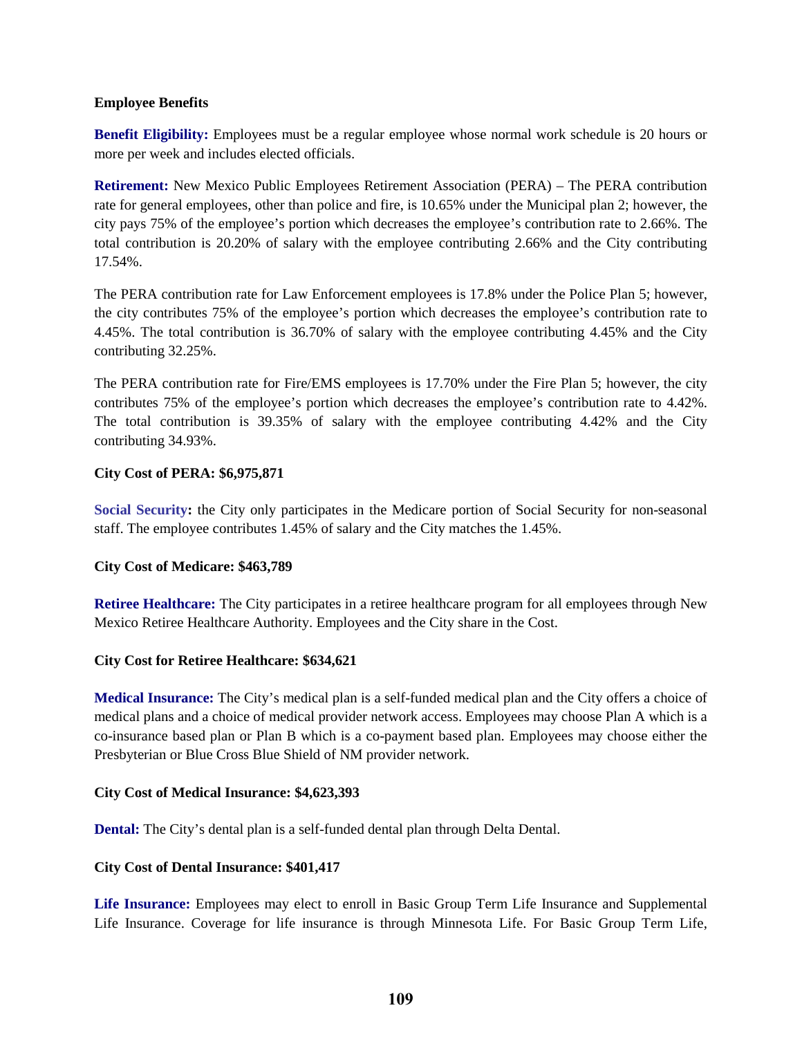**Employee Benefits**

**Benefit Eligibility:** Employees must be a regular employee whose normal work schedule is 20 hours or more per week and includes elected officials.

**Retirement:** New Mexico Public Employees Retirement Association (PERA) – The PERA contribution rate for general employees, other than police and fire, is 10.65% under the Municipal plan 2; however, the city pays 75% of the employee's portion which decreases the employee's contribution rate to 2.66%. The total contribution is 20.20% of salary with the employee contributing 2.66% and the City contributing 17.54%.

The PERA contribution rate for Law Enforcement employees is 17.8% under the Police Plan 5; however, the city contributes 75% of the employee's portion which decreases the employee's contribution rate to 4.45%. The total contribution is 36.70% of salary with the employee contributing 4.45% and the City contributing 32.25%.

The PERA contribution rate for Fire/EMS employees is 17.70% under the Fire Plan 5; however, the city contributes 75% of the employee's portion which decreases the employee's contribution rate to 4.42%. The total contribution is 39.35% of salary with the employee contributing 4.42% and the City contributing 34.93%.

**City Cost of PERA: $6,975,871**

**Social Security:** the City only participates in the Medicare portion of Social Security for non-seasonal staff. The employee contributes 1.45% of salary and the City matches the 1.45%.

**City Cost of Medicare: $463,789**

**Retiree Healthcare:** The City participates in a retiree healthcare program for all employees through New Mexico Retiree Healthcare Authority. Employees and the City share in the Cost.

**City Cost for Retiree Healthcare: $634,621**

**Medical Insurance:** The City's medical plan is a self-funded medical plan and the City offers a choice of medical plans and a choice of medical provider network access. Employees may choose Plan A which is a co-insurance based plan or Plan B which is a co-payment based plan. Employees may choose either the Presbyterian or Blue Cross Blue Shield of NM provider network.

**City Cost of Medical Insurance: $4,623,393**

**Dental:** The City's dental plan is a self-funded dental plan through Delta Dental.

**City Cost of Dental Insurance: $401,417**

**Life Insurance:** Employees may elect to enroll in Basic Group Term Life Insurance and Supplemental Life Insurance. Coverage for life insurance is through Minnesota Life. For Basic Group Term Life,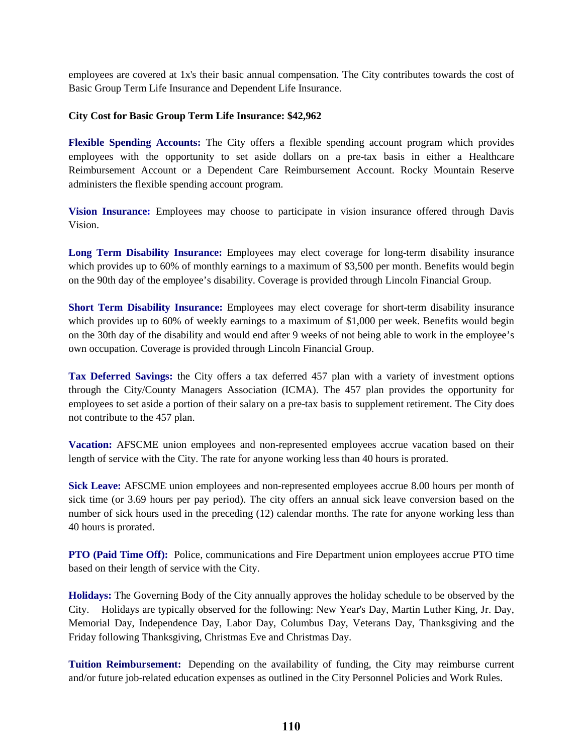employees are covered at 1x's their basic annual compensation. The City contributes towards the cost of Basic Group Term Life Insurance and Dependent Life Insurance.

**City Cost for Basic Group Term Life Insurance: $42,962**

**Flexible Spending Accounts:** The City offers a flexible spending account program which provides employees with the opportunity to set aside dollars on a pre-tax basis in either a Healthcare Reimbursement Account or a Dependent Care Reimbursement Account. Rocky Mountain Reserve administers the flexible spending account program.

**Vision Insurance:** Employees may choose to participate in vision insurance offered through Davis Vision.

**Long Term Disability Insurance:** Employees may elect coverage for long-term disability insurance which provides up to 60% of monthly earnings to a maximum of $3,500 per month. Benefits would begin on the 90th day of the employee's disability. Coverage is provided through Lincoln Financial Group.

**Short Term Disability Insurance:** Employees may elect coverage for short-term disability insurance which provides up to 60% of weekly earnings to a maximum of $1,000 per week. Benefits would begin on the 30th day of the disability and would end after 9 weeks of not being able to work in the employee's own occupation. Coverage is provided through Lincoln Financial Group.

**Tax Deferred Savings:** the City offers a tax deferred 457 plan with a variety of investment options through the City/County Managers Association (ICMA). The 457 plan provides the opportunity for employees to set aside a portion of their salary on a pre-tax basis to supplement retirement. The City does not contribute to the 457 plan.

**Vacation:** AFSCME union employees and non-represented employees accrue vacation based on their length of service with the City. The rate for anyone working less than 40 hours is prorated.

**Sick Leave:** AFSCME union employees and non-represented employees accrue 8.00 hours per month of sick time (or 3.69 hours per pay period). The city offers an annual sick leave conversion based on the number of sick hours used in the preceding (12) calendar months. The rate for anyone working less than 40 hours is prorated.

**PTO (Paid Time Off):** Police, communications and Fire Department union employees accrue PTO time based on their length of service with the City.

**Holidays:** The Governing Body of the City annually approves the holiday schedule to be observed by the City. Holidays are typically observed for the following: New Year's Day, Martin Luther King, Jr. Day, Memorial Day, Independence Day, Labor Day, Columbus Day, Veterans Day, Thanksgiving and the Friday following Thanksgiving, Christmas Eve and Christmas Day.

**Tuition Reimbursement:** Depending on the availability of funding, the City may reimburse current and/or future job-related education expenses as outlined in the City Personnel Policies and Work Rules.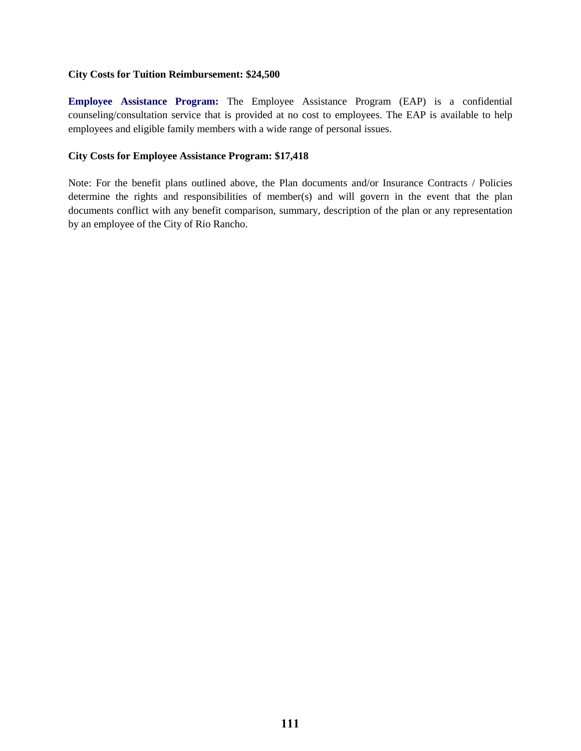**City Costs for Tuition Reimbursement: $24,500**

**Employee Assistance Program:** The Employee Assistance Program (EAP) is a confidential counseling/consultation service that is provided at no cost to employees. The EAP is available to help employees and eligible family members with a wide range of personal issues.

**City Costs for Employee Assistance Program: $17,418**

Note: For the benefit plans outlined above, the Plan documents and/or Insurance Contracts / Policies determine the rights and responsibilities of member(s) and will govern in the event that the plan documents conflict with any benefit comparison, summary, description of the plan or any representation by an employee of the City of Rio Rancho.